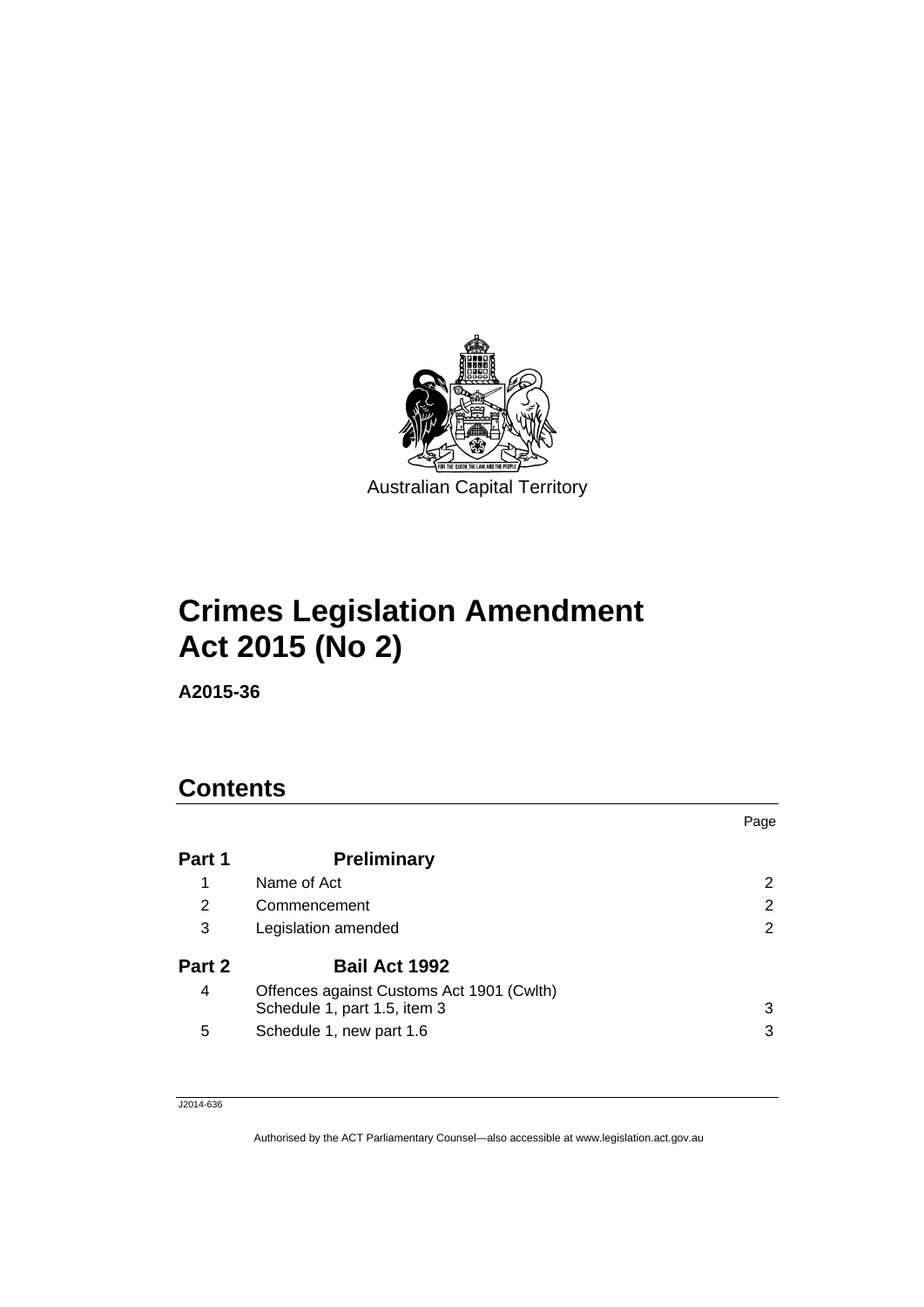Australian Capital Territory

# Crimes Legislation Amendment Act 2015 (No 2)

**A2015-36**

## Contents

| | | Page |
|---|---|---|
| **Part 1** | **Preliminary** | |
| 1 | Name of Act | 2 |
| 2 | Commencement | 2 |
| 3 | Legislation amended | 2 |
| **Part 2** | **Bail Act 1992** | |
| 4 | Offences against Customs Act 1901 (Cwlth) Schedule 1, part 1.5, item 3 | 3 |
| 5 | Schedule 1, new part 1.6 | 3 |

J2014-636

Authorised by the ACT Parliamentary Counsel—also accessible at www.legislation.act.gov.au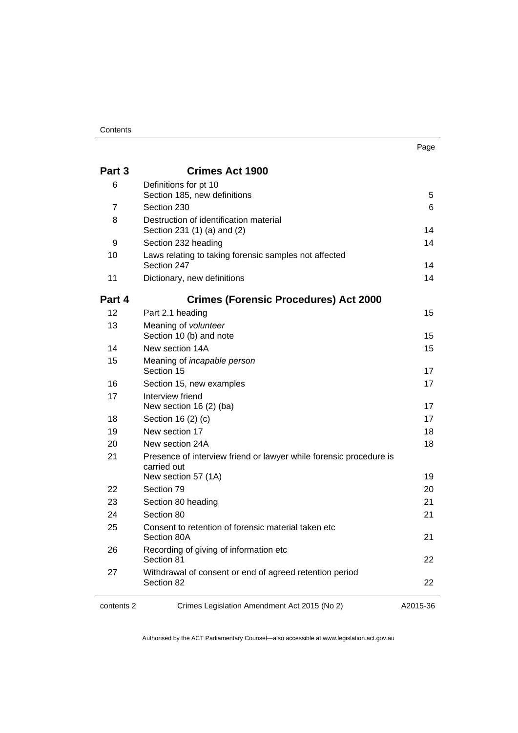Contents

| | | Page |
|---|---|---|
| **Part 3** | **Crimes Act 1900** | |
| 6 | Definitions for pt 10<br>Section 185, new definitions | 5 |
| 7 | Section 230 | 6 |
| 8 | Destruction of identification material<br>Section 231 (1) (a) and (2) | 14 |
| 9 | Section 232 heading | 14 |
| 10 | Laws relating to taking forensic samples not affected<br>Section 247 | 14 |
| 11 | Dictionary, new definitions | 14 |
| **Part 4** | **Crimes (Forensic Procedures) Act 2000** | |
| 12 | Part 2.1 heading | 15 |
| 13 | Meaning of *volunteer*<br>Section 10 (b) and note | 15 |
| 14 | New section 14A | 15 |
| 15 | Meaning of *incapable person*<br>Section 15 | 17 |
| 16 | Section 15, new examples | 17 |
| 17 | Interview friend<br>New section 16 (2) (ba) | 17 |
| 18 | Section 16 (2) (c) | 17 |
| 19 | New section 17 | 18 |
| 20 | New section 24A | 18 |
| 21 | Presence of interview friend or lawyer while forensic procedure is carried out<br>New section 57 (1A) | 19 |
| 22 | Section 79 | 20 |
| 23 | Section 80 heading | 21 |
| 24 | Section 80 | 21 |
| 25 | Consent to retention of forensic material taken etc<br>Section 80A | 21 |
| 26 | Recording of giving of information etc<br>Section 81 | 22 |
| 27 | Withdrawal of consent or end of agreed retention period<br>Section 82 | 22 |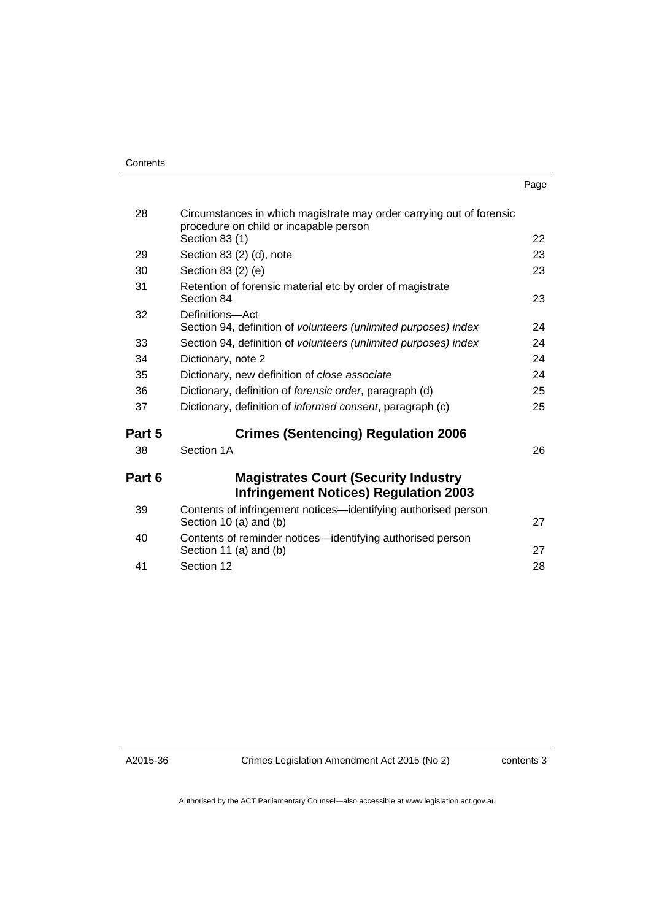| | | Page |
|---|---|---|
| 28 | Circumstances in which magistrate may order carrying out of forensic procedure on child or incapable person<br>Section 83 (1) | 22 |
| 29 | Section 83 (2) (d), note | 23 |
| 30 | Section 83 (2) (e) | 23 |
| 31 | Retention of forensic material etc by order of magistrate<br>Section 84 | 23 |
| 32 | Definitions—Act<br>Section 94, definition of *volunteers (unlimited purposes) index* | 24 |
| 33 | Section 94, definition of *volunteers (unlimited purposes) index* | 24 |
| 34 | Dictionary, note 2 | 24 |
| 35 | Dictionary, new definition of *close associate* | 24 |
| 36 | Dictionary, definition of *forensic order*, paragraph (d) | 25 |
| 37 | Dictionary, definition of *informed consent*, paragraph (c) | 25 |

## Part 5 Crimes (Sentencing) Regulation 2006

| | | |
|---|---|---|
| 38 | Section 1A | 26 |

## Part 6 Magistrates Court (Security Industry Infringement Notices) Regulation 2003

| | | |
|---|---|---|
| 39 | Contents of infringement notices—identifying authorised person<br>Section 10 (a) and (b) | 27 |
| 40 | Contents of reminder notices—identifying authorised person<br>Section 11 (a) and (b) | 27 |
| 41 | Section 12 | 28 |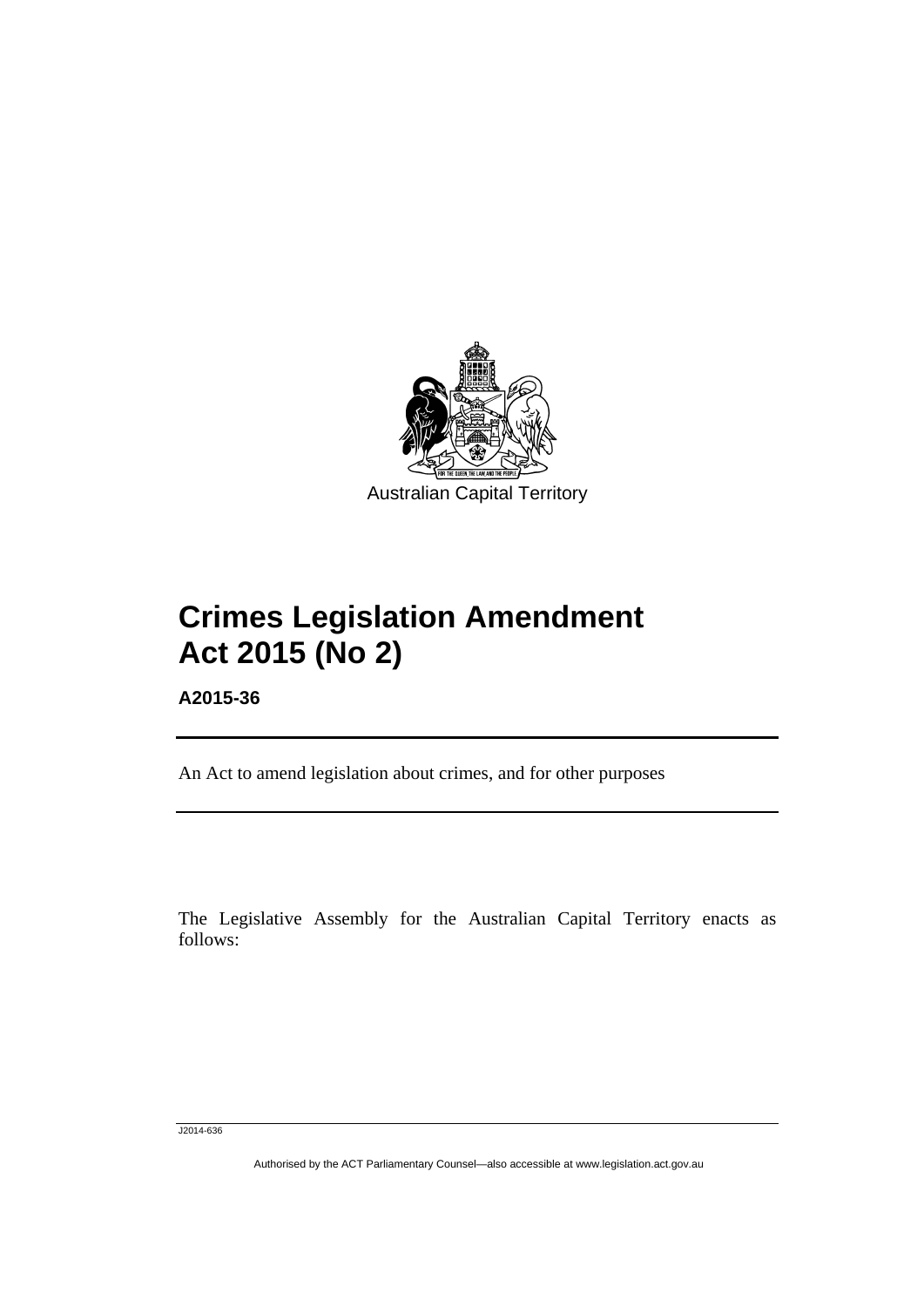Australian Capital Territory

# Crimes Legislation Amendment Act 2015 (No 2)

**A2015-36**

An Act to amend legislation about crimes, and for other purposes

The Legislative Assembly for the Australian Capital Territory enacts as follows:

J2014-636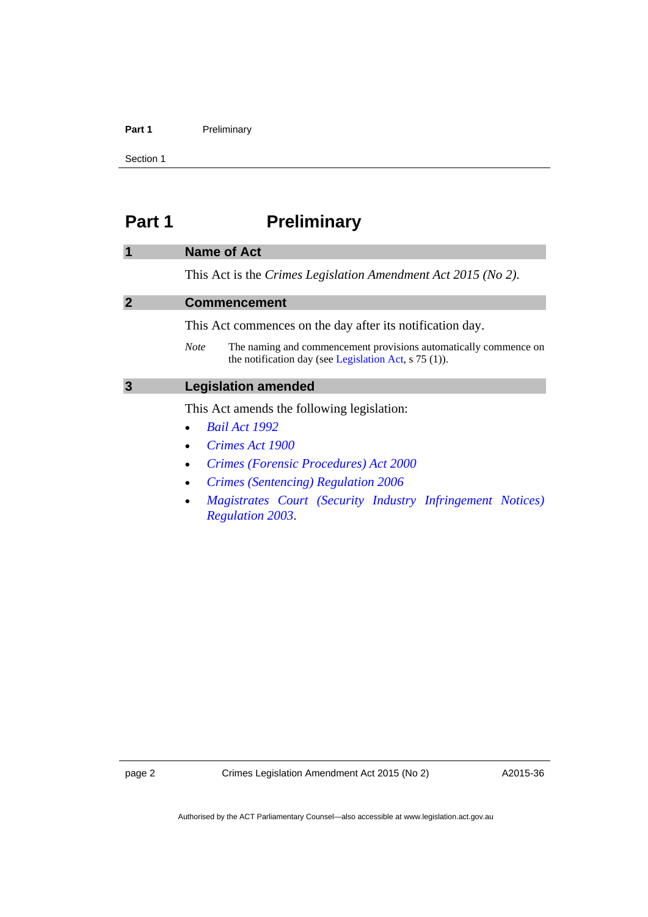# Part 1 Preliminary

## 1 Name of Act

This Act is the *Crimes Legislation Amendment Act 2015 (No 2)*.

## 2 Commencement

This Act commences on the day after its notification day.

*Note* The naming and commencement provisions automatically commence on the notification day (see Legislation Act, s 75 (1)).

## 3 Legislation amended

This Act amends the following legislation:

- *Bail Act 1992*
- *Crimes Act 1900*
- *Crimes (Forensic Procedures) Act 2000*
- *Crimes (Sentencing) Regulation 2006*
- *Magistrates Court (Security Industry Infringement Notices) Regulation 2003*.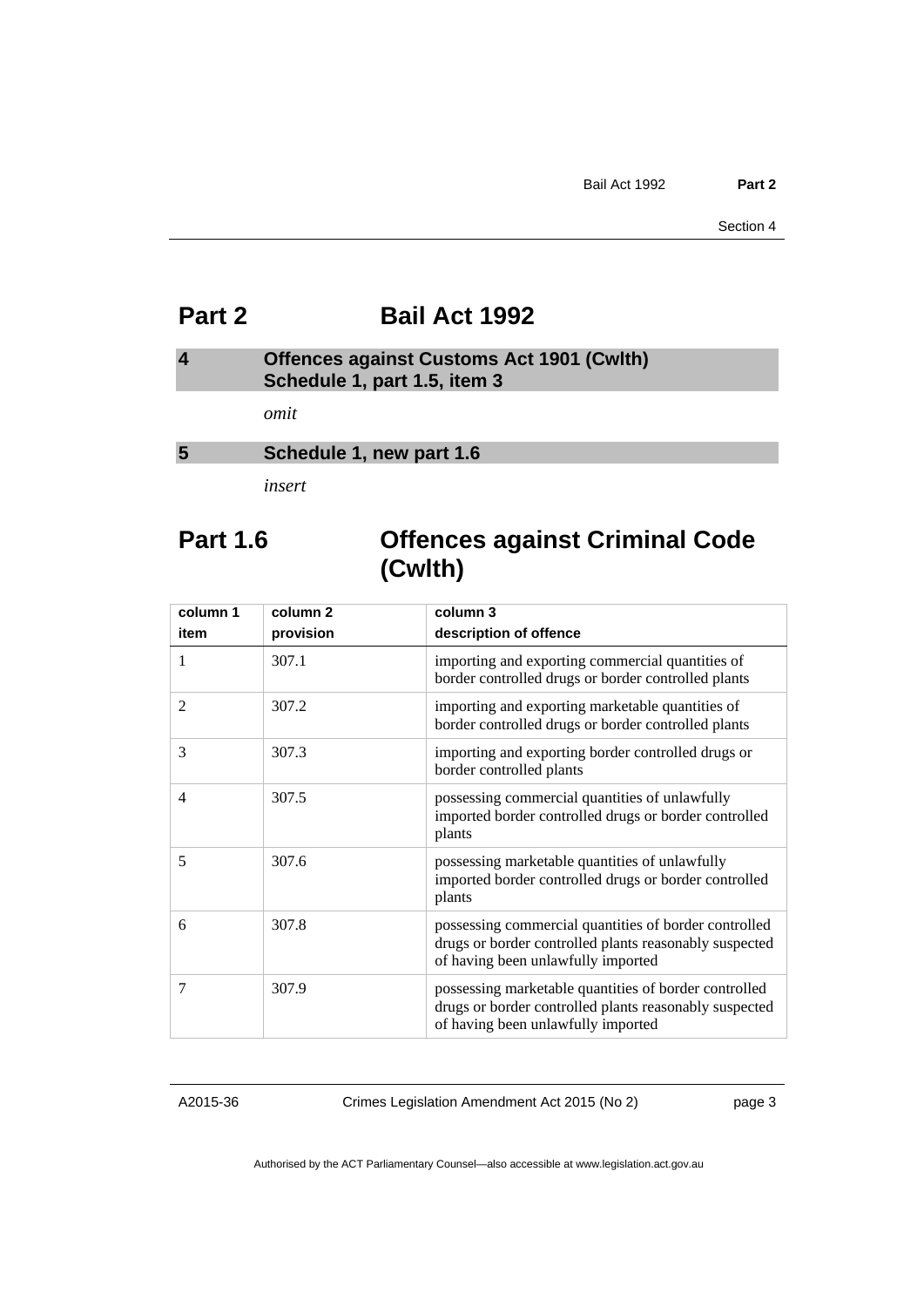# Part 2 Bail Act 1992

## 4 Offences against Customs Act 1901 (Cwlth) Schedule 1, part 1.5, item 3

*omit*

## 5 Schedule 1, new part 1.6

*insert*

# Part 1.6 Offences against Criminal Code (Cwlth)

| column 1<br>item | column 2<br>provision | column 3<br>description of offence |
|---|---|---|
| 1 | 307.1 | importing and exporting commercial quantities of border controlled drugs or border controlled plants |
| 2 | 307.2 | importing and exporting marketable quantities of border controlled drugs or border controlled plants |
| 3 | 307.3 | importing and exporting border controlled drugs or border controlled plants |
| 4 | 307.5 | possessing commercial quantities of unlawfully imported border controlled drugs or border controlled plants |
| 5 | 307.6 | possessing marketable quantities of unlawfully imported border controlled drugs or border controlled plants |
| 6 | 307.8 | possessing commercial quantities of border controlled drugs or border controlled plants reasonably suspected of having been unlawfully imported |
| 7 | 307.9 | possessing marketable quantities of border controlled drugs or border controlled plants reasonably suspected of having been unlawfully imported |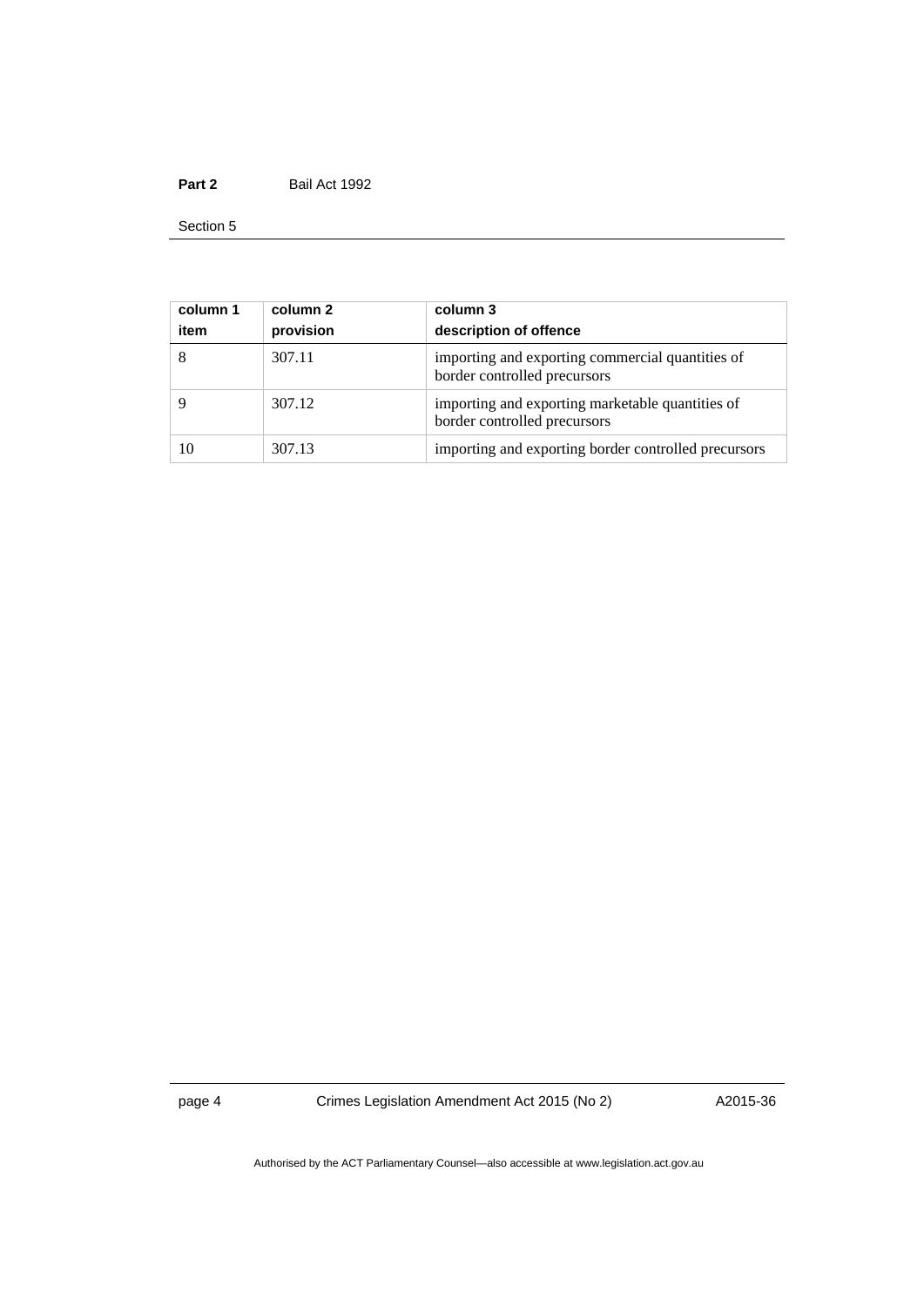| column 1<br>item | column 2<br>provision | column 3<br>description of offence |
|---|---|---|
| 8 | 307.11 | importing and exporting commercial quantities of border controlled precursors |
| 9 | 307.12 | importing and exporting marketable quantities of border controlled precursors |
| 10 | 307.13 | importing and exporting border controlled precursors |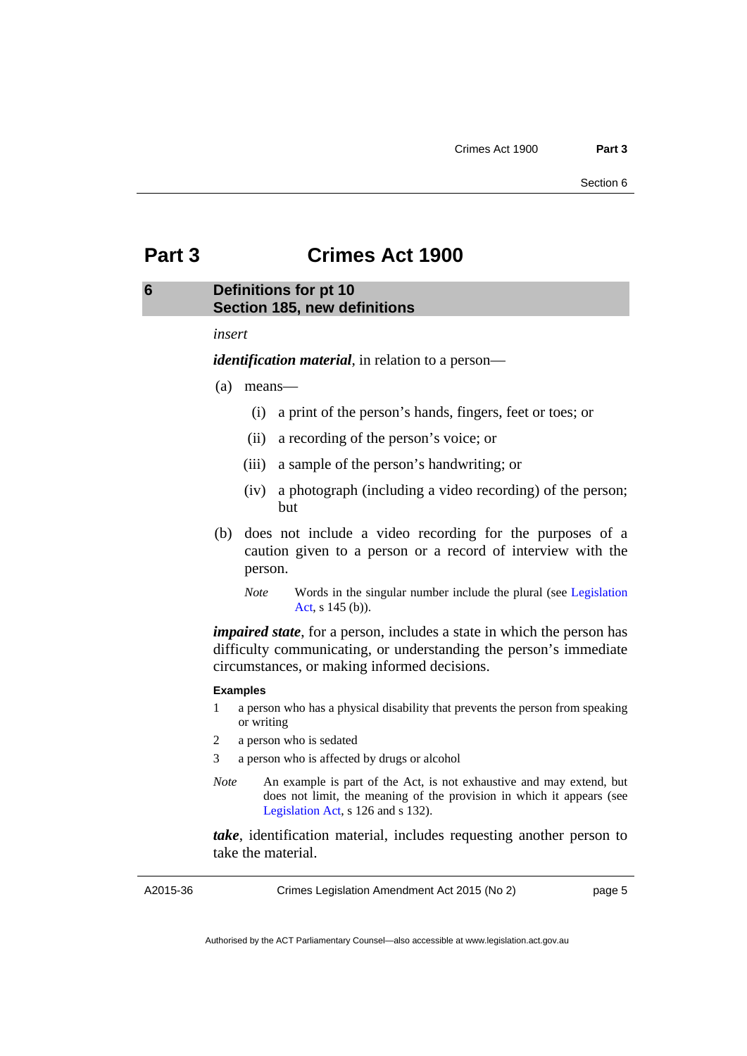# Part 3 Crimes Act 1900

## 6 Definitions for pt 10
## Section 185, new definitions

*insert*

***identification material***, in relation to a person—

(a) means—

   (i) a print of the person's hands, fingers, feet or toes; or

   (ii) a recording of the person's voice; or

   (iii) a sample of the person's handwriting; or

   (iv) a photograph (including a video recording) of the person; but

(b) does not include a video recording for the purposes of a caution given to a person or a record of interview with the person.

*Note* Words in the singular number include the plural (see Legislation Act, s 145 (b)).

***impaired state***, for a person, includes a state in which the person has difficulty communicating, or understanding the person's immediate circumstances, or making informed decisions.

**Examples**

1 a person who has a physical disability that prevents the person from speaking or writing

2 a person who is sedated

3 a person who is affected by drugs or alcohol

*Note* An example is part of the Act, is not exhaustive and may extend, but does not limit, the meaning of the provision in which it appears (see Legislation Act, s 126 and s 132).

***take***, identification material, includes requesting another person to take the material.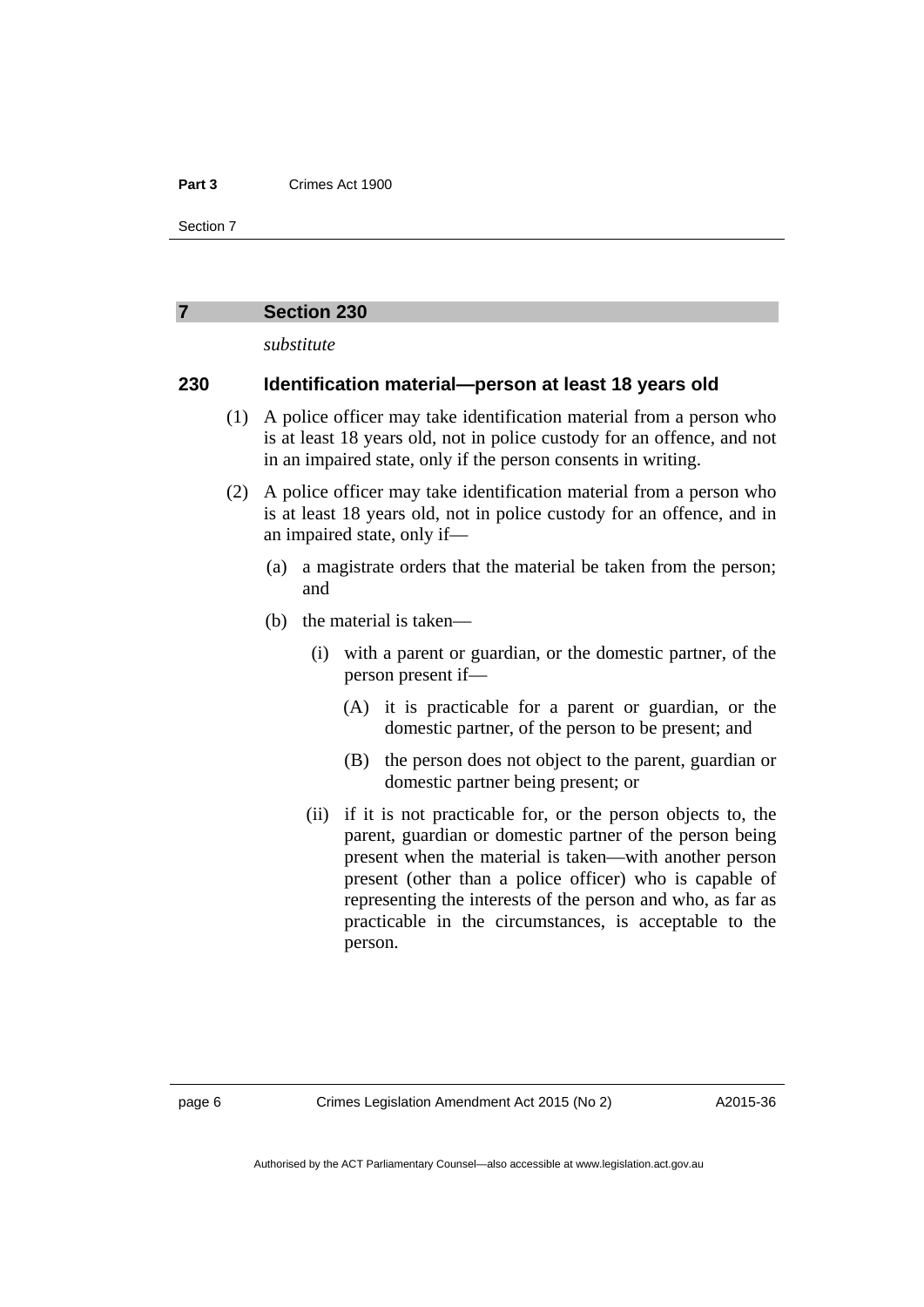## 7 Section 230

*substitute*

### 230 Identification material—person at least 18 years old

(1) A police officer may take identification material from a person who is at least 18 years old, not in police custody for an offence, and not in an impaired state, only if the person consents in writing.

(2) A police officer may take identification material from a person who is at least 18 years old, not in police custody for an offence, and in an impaired state, only if—

(a) a magistrate orders that the material be taken from the person; and

(b) the material is taken—

(i) with a parent or guardian, or the domestic partner, of the person present if—

(A) it is practicable for a parent or guardian, or the domestic partner, of the person to be present; and

(B) the person does not object to the parent, guardian or domestic partner being present; or

(ii) if it is not practicable for, or the person objects to, the parent, guardian or domestic partner of the person being present when the material is taken—with another person present (other than a police officer) who is capable of representing the interests of the person and who, as far as practicable in the circumstances, is acceptable to the person.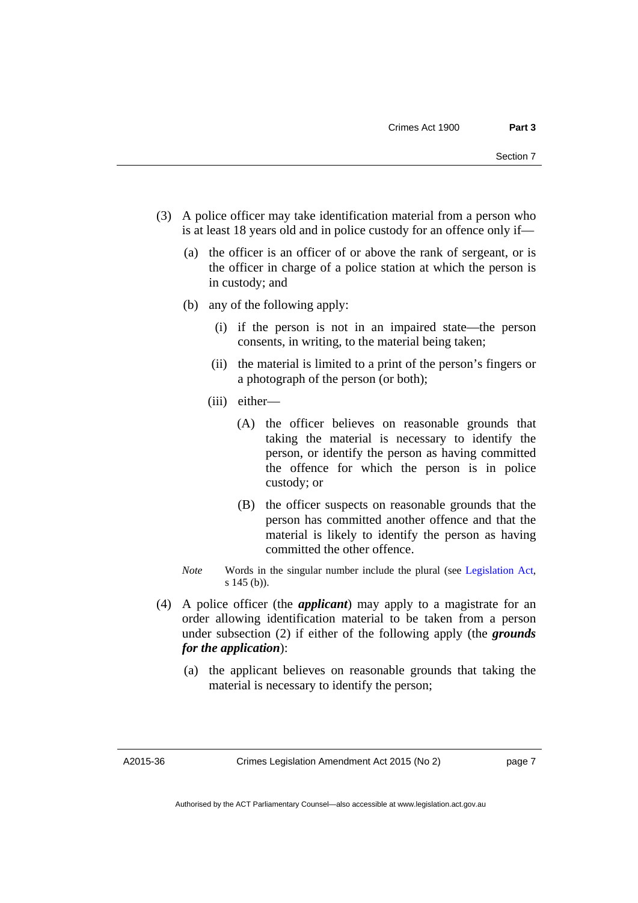(3) A police officer may take identification material from a person who is at least 18 years old and in police custody for an offence only if—

(a) the officer is an officer of or above the rank of sergeant, or is the officer in charge of a police station at which the person is in custody; and

(b) any of the following apply:

(i) if the person is not in an impaired state—the person consents, in writing, to the material being taken;

(ii) the material is limited to a print of the person's fingers or a photograph of the person (or both);

(iii) either—

(A) the officer believes on reasonable grounds that taking the material is necessary to identify the person, or identify the person as having committed the offence for which the person is in police custody; or

(B) the officer suspects on reasonable grounds that the person has committed another offence and that the material is likely to identify the person as having committed the other offence.

*Note* Words in the singular number include the plural (see Legislation Act, s 145 (b)).

(4) A police officer (the ***applicant***) may apply to a magistrate for an order allowing identification material to be taken from a person under subsection (2) if either of the following apply (the ***grounds for the application***):

(a) the applicant believes on reasonable grounds that taking the material is necessary to identify the person;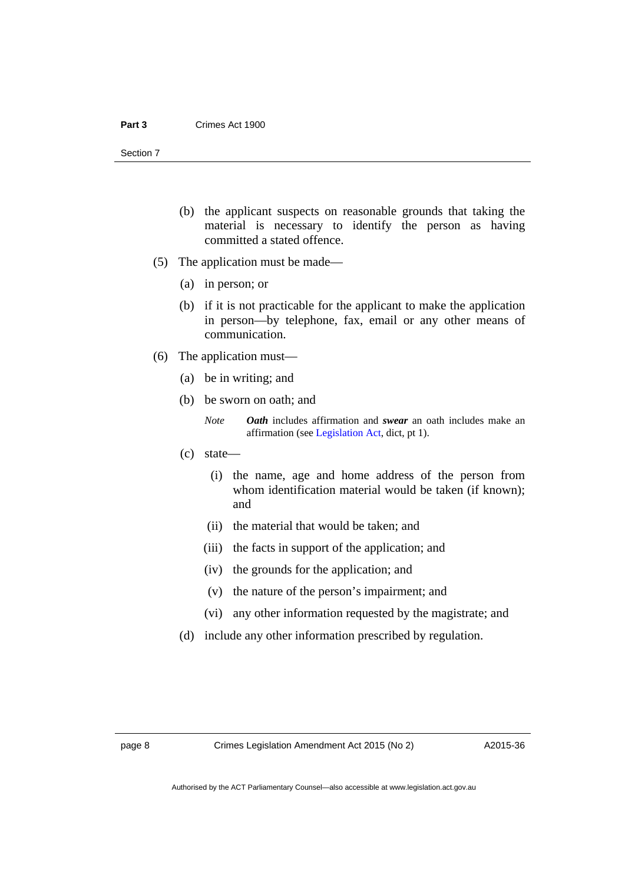(b) the applicant suspects on reasonable grounds that taking the material is necessary to identify the person as having committed a stated offence.

(5) The application must be made—

(a) in person; or

(b) if it is not practicable for the applicant to make the application in person—by telephone, fax, email or any other means of communication.

(6) The application must—

(a) be in writing; and

(b) be sworn on oath; and

*Note* ***Oath*** includes affirmation and ***swear*** an oath includes make an affirmation (see Legislation Act, dict, pt 1).

(c) state—

(i) the name, age and home address of the person from whom identification material would be taken (if known); and

(ii) the material that would be taken; and

(iii) the facts in support of the application; and

(iv) the grounds for the application; and

(v) the nature of the person's impairment; and

(vi) any other information requested by the magistrate; and

(d) include any other information prescribed by regulation.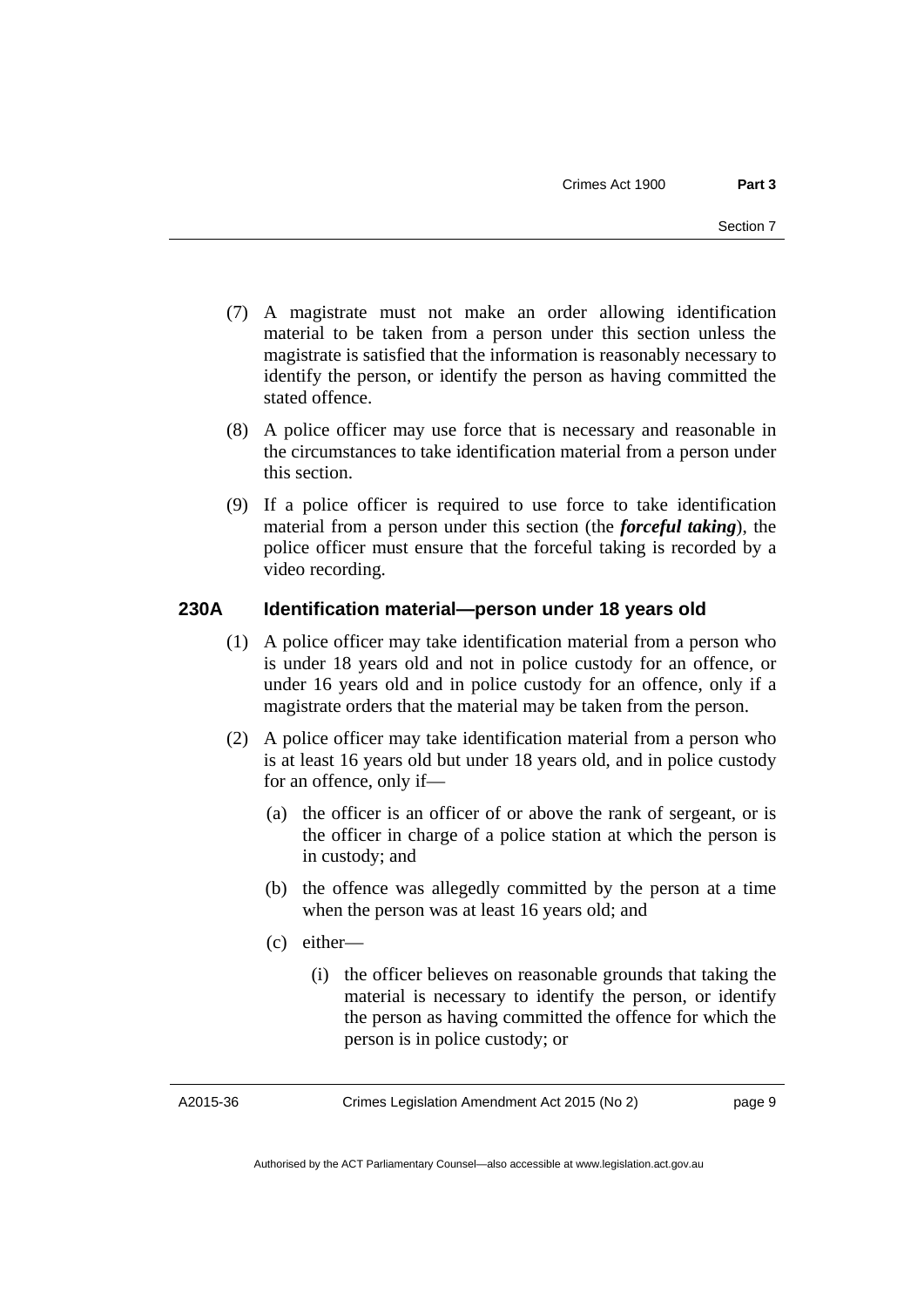(7) A magistrate must not make an order allowing identification material to be taken from a person under this section unless the magistrate is satisfied that the information is reasonably necessary to identify the person, or identify the person as having committed the stated offence.

(8) A police officer may use force that is necessary and reasonable in the circumstances to take identification material from a person under this section.

(9) If a police officer is required to use force to take identification material from a person under this section (the ***forceful taking***), the police officer must ensure that the forceful taking is recorded by a video recording.

### 230A Identification material—person under 18 years old

(1) A police officer may take identification material from a person who is under 18 years old and not in police custody for an offence, or under 16 years old and in police custody for an offence, only if a magistrate orders that the material may be taken from the person.

(2) A police officer may take identification material from a person who is at least 16 years old but under 18 years old, and in police custody for an offence, only if—

(a) the officer is an officer of or above the rank of sergeant, or is the officer in charge of a police station at which the person is in custody; and

(b) the offence was allegedly committed by the person at a time when the person was at least 16 years old; and

(c) either—

(i) the officer believes on reasonable grounds that taking the material is necessary to identify the person, or identify the person as having committed the offence for which the person is in police custody; or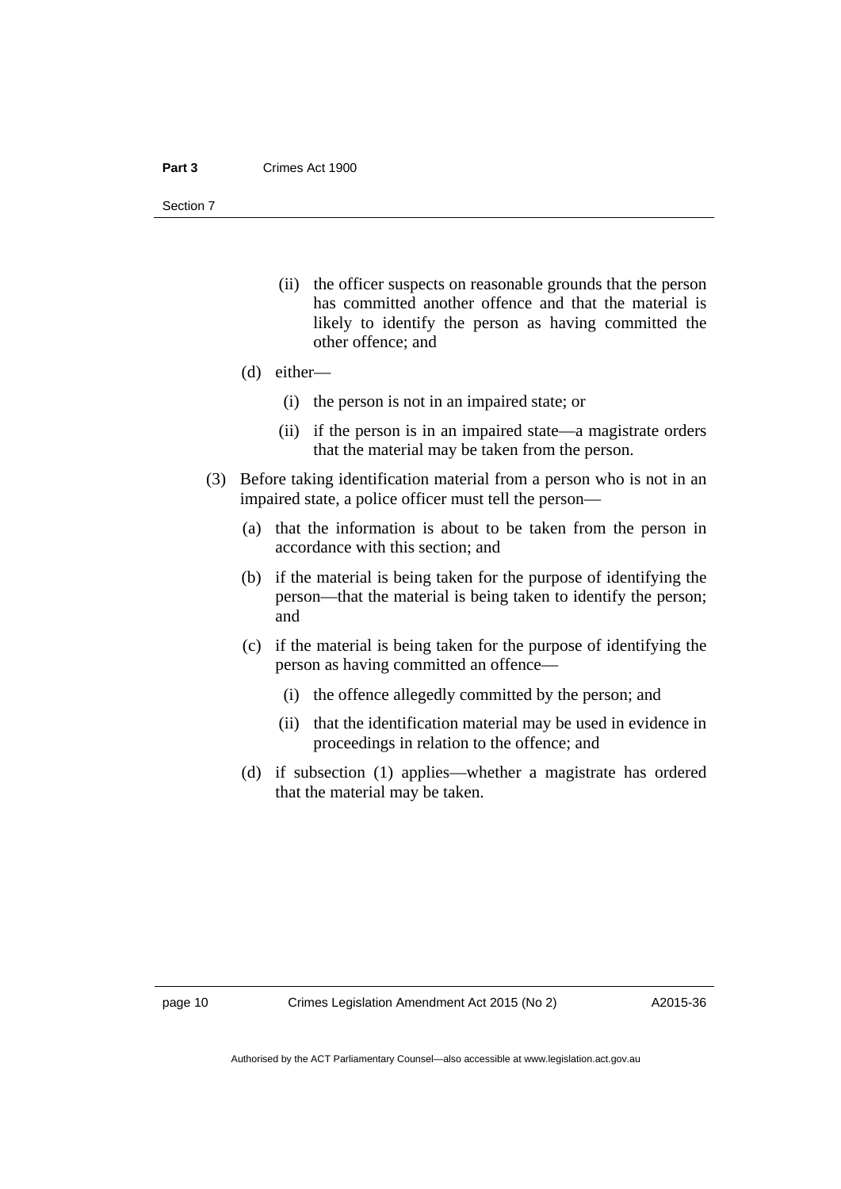(ii) the officer suspects on reasonable grounds that the person has committed another offence and that the material is likely to identify the person as having committed the other offence; and

(d) either—

(i) the person is not in an impaired state; or

(ii) if the person is in an impaired state—a magistrate orders that the material may be taken from the person.

(3) Before taking identification material from a person who is not in an impaired state, a police officer must tell the person—

(a) that the information is about to be taken from the person in accordance with this section; and

(b) if the material is being taken for the purpose of identifying the person—that the material is being taken to identify the person; and

(c) if the material is being taken for the purpose of identifying the person as having committed an offence—

(i) the offence allegedly committed by the person; and

(ii) that the identification material may be used in evidence in proceedings in relation to the offence; and

(d) if subsection (1) applies—whether a magistrate has ordered that the material may be taken.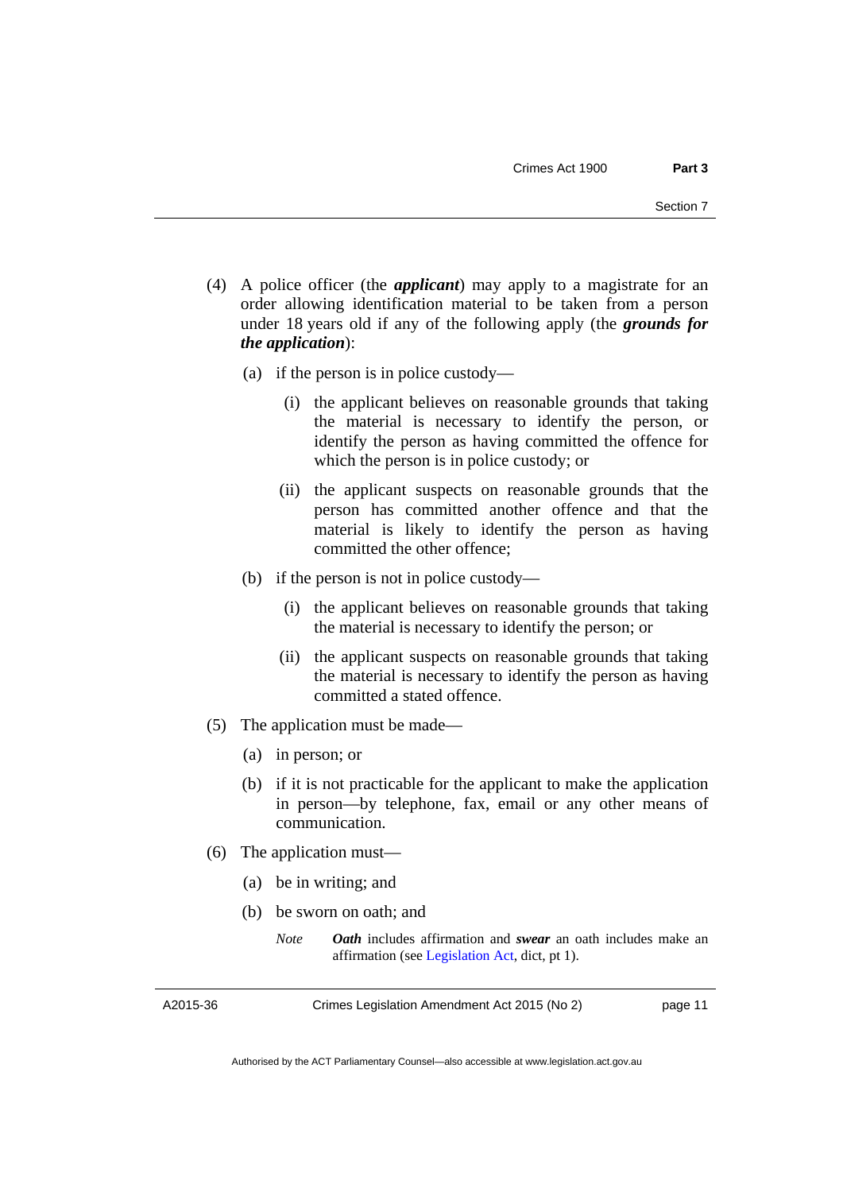(4) A police officer (the ***applicant***) may apply to a magistrate for an order allowing identification material to be taken from a person under 18 years old if any of the following apply (the ***grounds for the application***):

  (a) if the person is in police custody—

    (i) the applicant believes on reasonable grounds that taking the material is necessary to identify the person, or identify the person as having committed the offence for which the person is in police custody; or

    (ii) the applicant suspects on reasonable grounds that the person has committed another offence and that the material is likely to identify the person as having committed the other offence;

  (b) if the person is not in police custody—

    (i) the applicant believes on reasonable grounds that taking the material is necessary to identify the person; or

    (ii) the applicant suspects on reasonable grounds that taking the material is necessary to identify the person as having committed a stated offence.

(5) The application must be made—

  (a) in person; or

  (b) if it is not practicable for the applicant to make the application in person—by telephone, fax, email or any other means of communication.

(6) The application must—

  (a) be in writing; and

  (b) be sworn on oath; and

    *Note* ***Oath*** includes affirmation and ***swear*** an oath includes make an affirmation (see Legislation Act, dict, pt 1).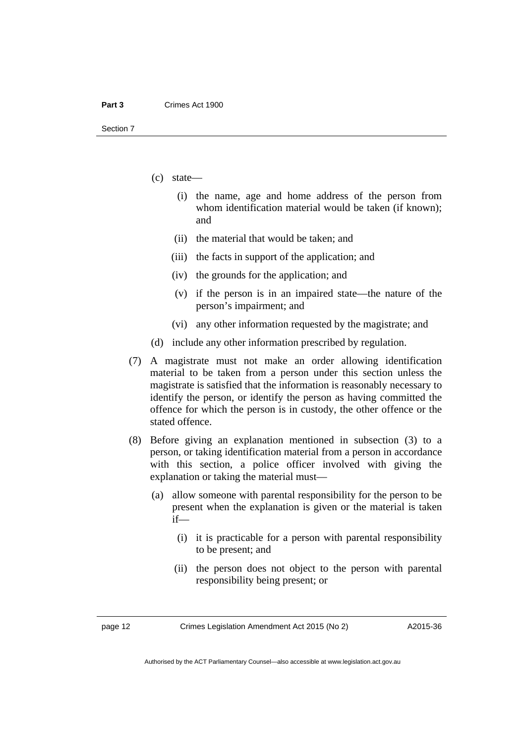(c) state—

   (i) the name, age and home address of the person from whom identification material would be taken (if known); and

   (ii) the material that would be taken; and

   (iii) the facts in support of the application; and

   (iv) the grounds for the application; and

   (v) if the person is in an impaired state—the nature of the person's impairment; and

   (vi) any other information requested by the magistrate; and

(d) include any other information prescribed by regulation.

(7) A magistrate must not make an order allowing identification material to be taken from a person under this section unless the magistrate is satisfied that the information is reasonably necessary to identify the person, or identify the person as having committed the offence for which the person is in custody, the other offence or the stated offence.

(8) Before giving an explanation mentioned in subsection (3) to a person, or taking identification material from a person in accordance with this section, a police officer involved with giving the explanation or taking the material must—

   (a) allow someone with parental responsibility for the person to be present when the explanation is given or the material is taken if—

      (i) it is practicable for a person with parental responsibility to be present; and

      (ii) the person does not object to the person with parental responsibility being present; or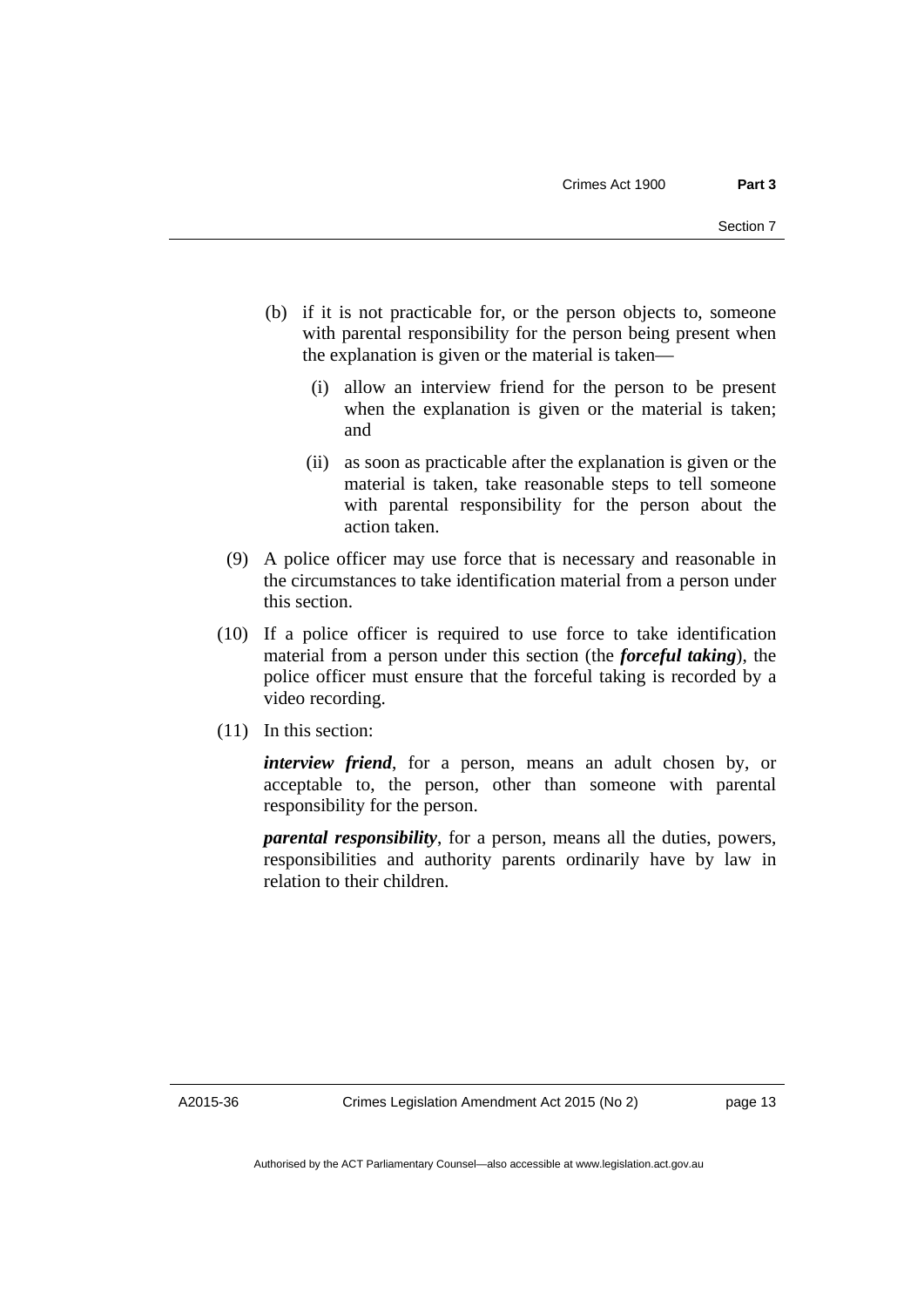(b) if it is not practicable for, or the person objects to, someone with parental responsibility for the person being present when the explanation is given or the material is taken—

  (i) allow an interview friend for the person to be present when the explanation is given or the material is taken; and

  (ii) as soon as practicable after the explanation is given or the material is taken, take reasonable steps to tell someone with parental responsibility for the person about the action taken.

(9) A police officer may use force that is necessary and reasonable in the circumstances to take identification material from a person under this section.

(10) If a police officer is required to use force to take identification material from a person under this section (the ***forceful taking***), the police officer must ensure that the forceful taking is recorded by a video recording.

(11) In this section:

***interview friend***, for a person, means an adult chosen by, or acceptable to, the person, other than someone with parental responsibility for the person.

***parental responsibility***, for a person, means all the duties, powers, responsibilities and authority parents ordinarily have by law in relation to their children.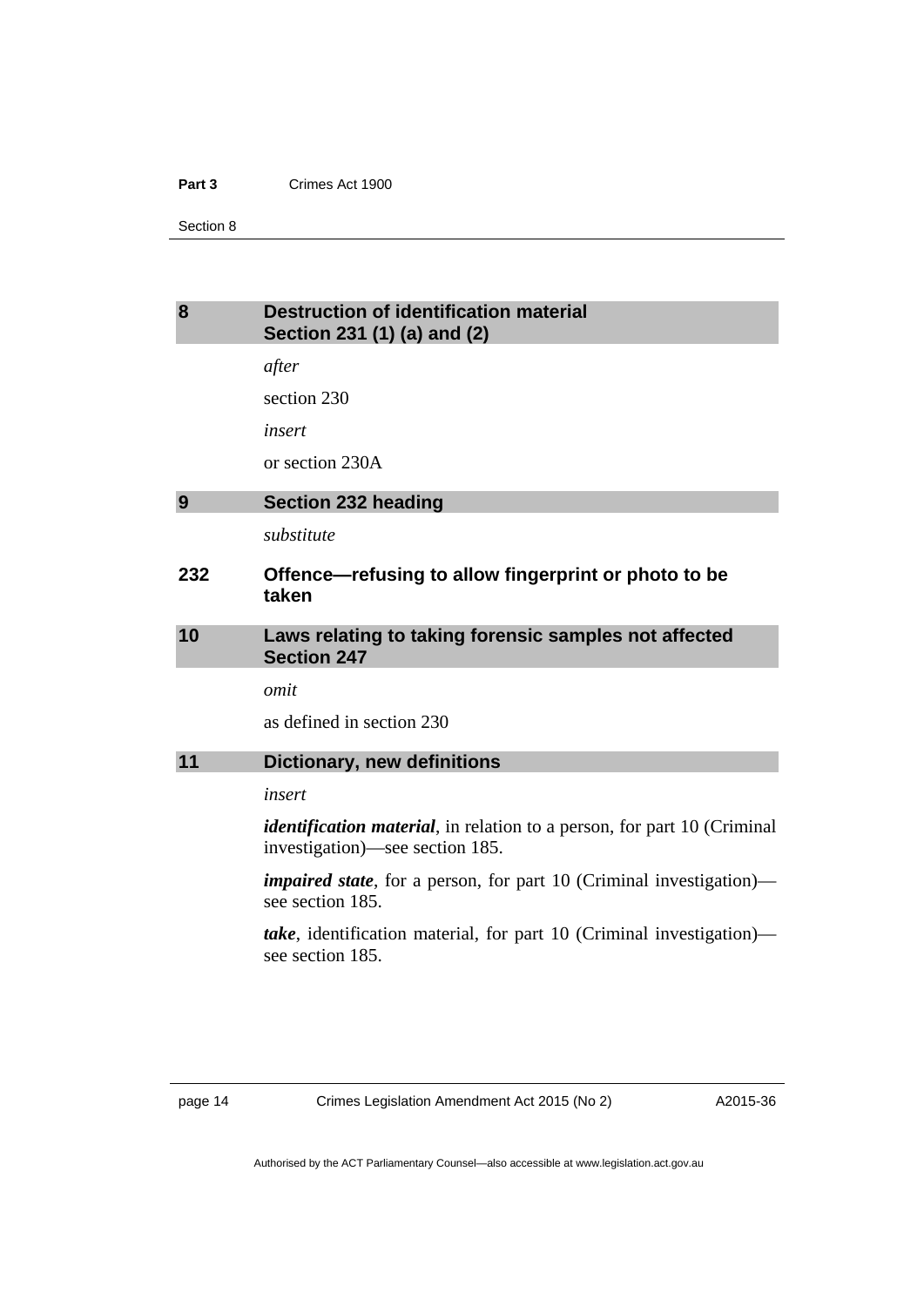## 8 Destruction of identification material
### Section 231 (1) (a) and (2)

*after*

section 230

*insert*

or section 230A

## 9 Section 232 heading

*substitute*

### 232 Offence—refusing to allow fingerprint or photo to be taken

## 10 Laws relating to taking forensic samples not affected
### Section 247

*omit*

as defined in section 230

## 11 Dictionary, new definitions

*insert*

***identification material***, in relation to a person, for part 10 (Criminal investigation)—see section 185.

***impaired state***, for a person, for part 10 (Criminal investigation)—see section 185.

***take***, identification material, for part 10 (Criminal investigation)—see section 185.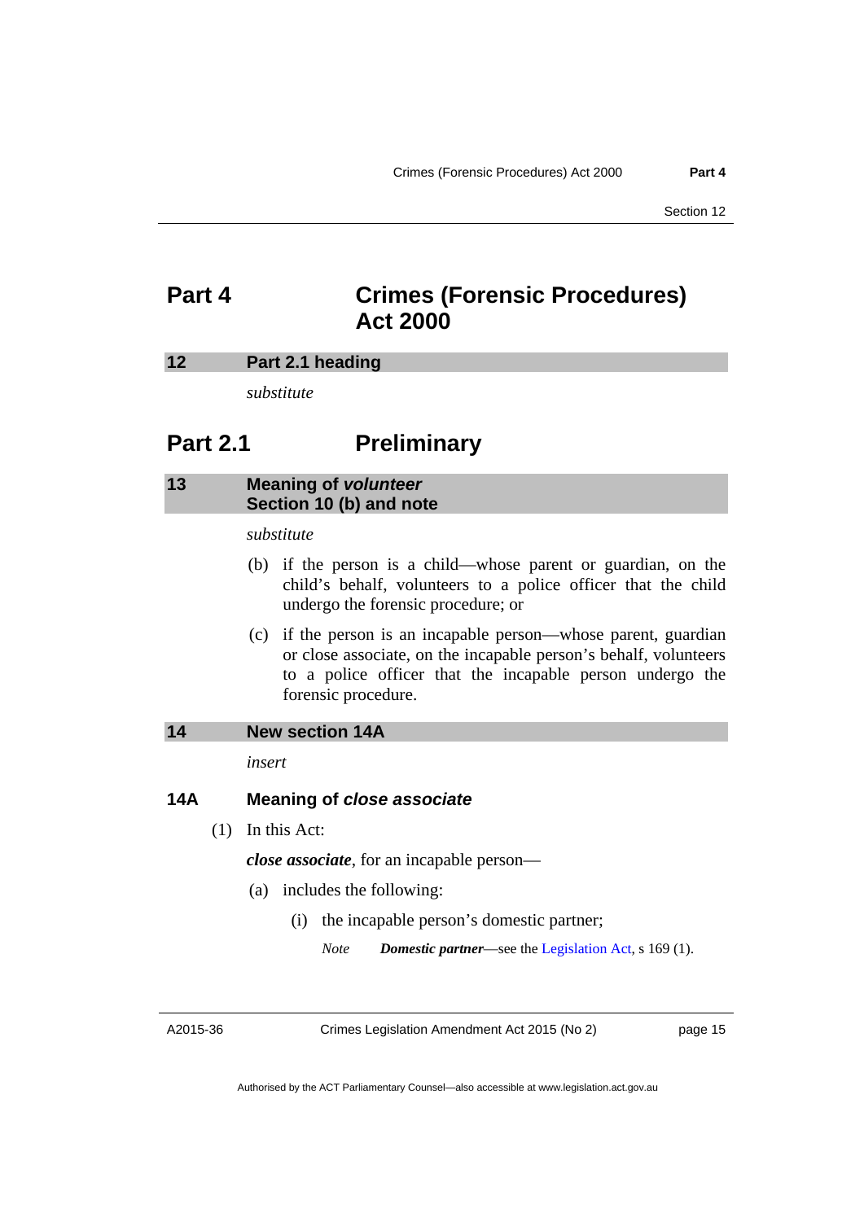# Part 4 Crimes (Forensic Procedures) Act 2000

## 12 Part 2.1 heading

*substitute*

# Part 2.1 Preliminary

## 13 Meaning of *volunteer* Section 10 (b) and note

*substitute*

(b) if the person is a child—whose parent or guardian, on the child's behalf, volunteers to a police officer that the child undergo the forensic procedure; or

(c) if the person is an incapable person—whose parent, guardian or close associate, on the incapable person's behalf, volunteers to a police officer that the incapable person undergo the forensic procedure.

## 14 New section 14A

*insert*

### 14A Meaning of *close associate*

(1) In this Act:

***close associate***, for an incapable person—

(a) includes the following:

(i) the incapable person's domestic partner;

*Note* ***Domestic partner***—see the Legislation Act, s 169 (1).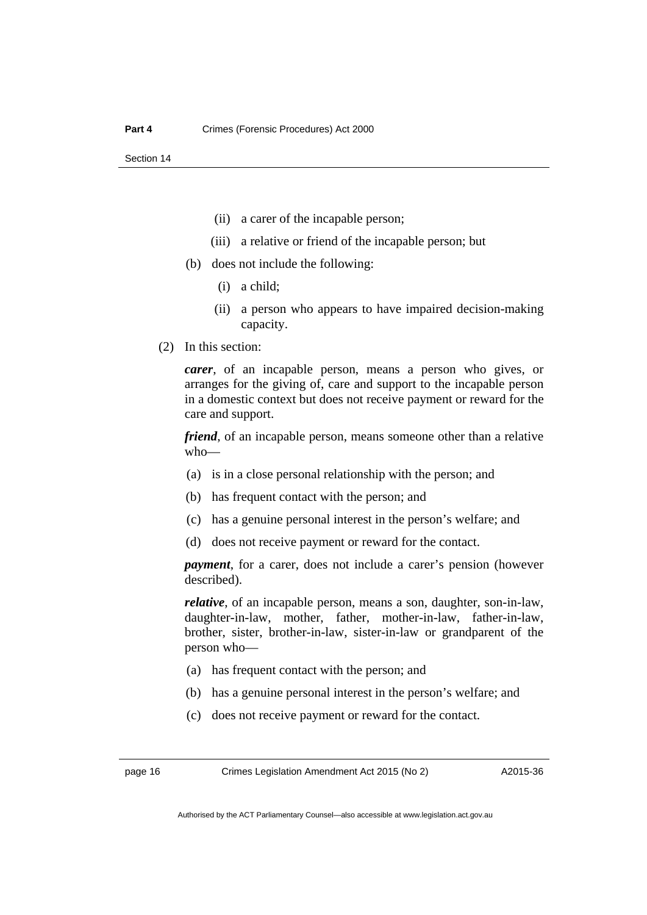(ii) a carer of the incapable person;

(iii) a relative or friend of the incapable person; but

(b) does not include the following:

(i) a child;

(ii) a person who appears to have impaired decision-making capacity.

(2) In this section:

***carer***, of an incapable person, means a person who gives, or arranges for the giving of, care and support to the incapable person in a domestic context but does not receive payment or reward for the care and support.

***friend***, of an incapable person, means someone other than a relative who—

(a) is in a close personal relationship with the person; and

(b) has frequent contact with the person; and

(c) has a genuine personal interest in the person's welfare; and

(d) does not receive payment or reward for the contact.

***payment***, for a carer, does not include a carer's pension (however described).

***relative***, of an incapable person, means a son, daughter, son-in-law, daughter-in-law, mother, father, mother-in-law, father-in-law, brother, sister, brother-in-law, sister-in-law or grandparent of the person who—

(a) has frequent contact with the person; and

(b) has a genuine personal interest in the person's welfare; and

(c) does not receive payment or reward for the contact.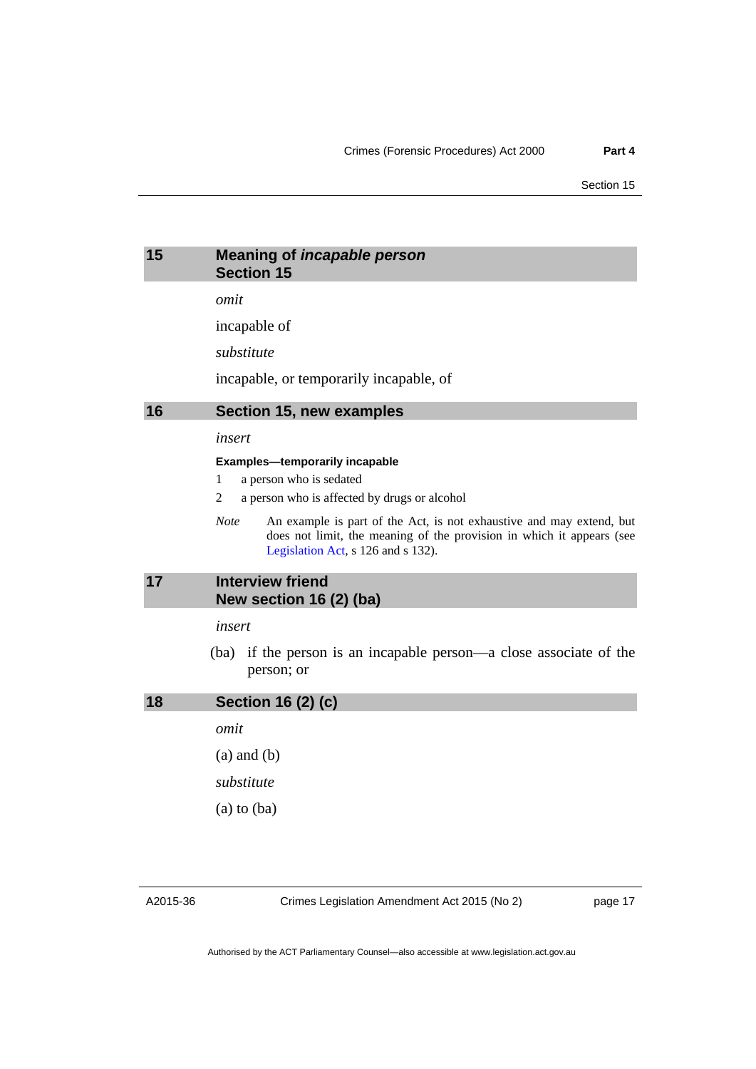## 15 Meaning of *incapable person* Section 15

*omit*

incapable of

*substitute*

incapable, or temporarily incapable, of

## 16 Section 15, new examples

*insert*

**Examples—temporarily incapable**

1 a person who is sedated

2 a person who is affected by drugs or alcohol

*Note* An example is part of the Act, is not exhaustive and may extend, but does not limit, the meaning of the provision in which it appears (see Legislation Act, s 126 and s 132).

## 17 Interview friend New section 16 (2) (ba)

*insert*

(ba) if the person is an incapable person—a close associate of the person; or

## 18 Section 16 (2) (c)

*omit*

(a) and (b)

*substitute*

(a) to (ba)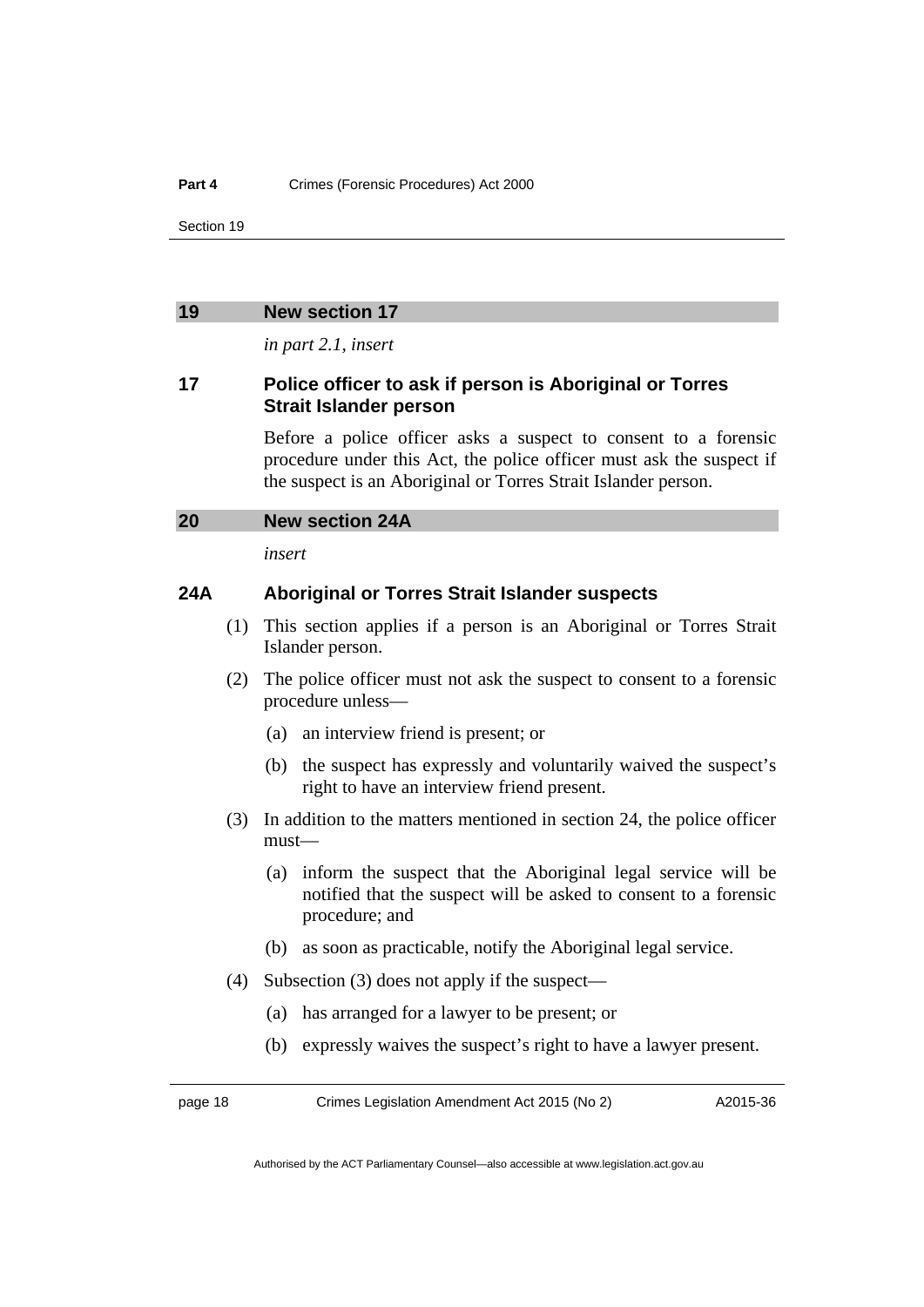## 19 New section 17

*in part 2.1, insert*

### 17 Police officer to ask if person is Aboriginal or Torres Strait Islander person

Before a police officer asks a suspect to consent to a forensic procedure under this Act, the police officer must ask the suspect if the suspect is an Aboriginal or Torres Strait Islander person.

## 20 New section 24A

*insert*

### 24A Aboriginal or Torres Strait Islander suspects

(1) This section applies if a person is an Aboriginal or Torres Strait Islander person.

(2) The police officer must not ask the suspect to consent to a forensic procedure unless—

(a) an interview friend is present; or

(b) the suspect has expressly and voluntarily waived the suspect's right to have an interview friend present.

(3) In addition to the matters mentioned in section 24, the police officer must—

(a) inform the suspect that the Aboriginal legal service will be notified that the suspect will be asked to consent to a forensic procedure; and

(b) as soon as practicable, notify the Aboriginal legal service.

(4) Subsection (3) does not apply if the suspect—

(a) has arranged for a lawyer to be present; or

(b) expressly waives the suspect's right to have a lawyer present.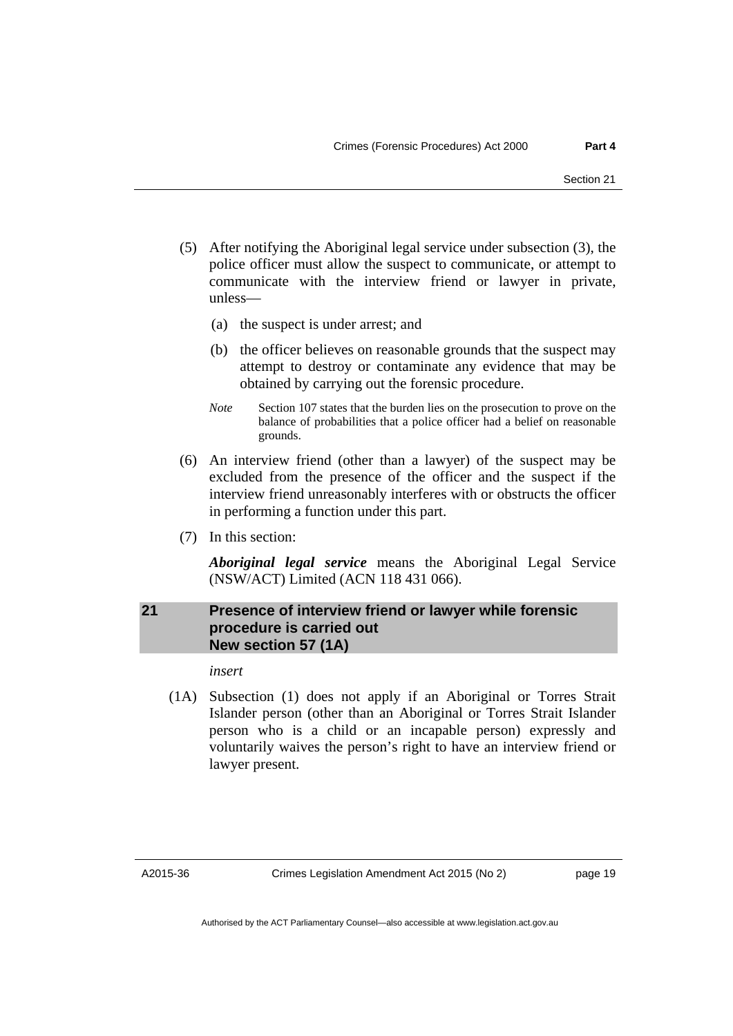(5) After notifying the Aboriginal legal service under subsection (3), the police officer must allow the suspect to communicate, or attempt to communicate with the interview friend or lawyer in private, unless—

(a) the suspect is under arrest; and

(b) the officer believes on reasonable grounds that the suspect may attempt to destroy or contaminate any evidence that may be obtained by carrying out the forensic procedure.

*Note* Section 107 states that the burden lies on the prosecution to prove on the balance of probabilities that a police officer had a belief on reasonable grounds.

(6) An interview friend (other than a lawyer) of the suspect may be excluded from the presence of the officer and the suspect if the interview friend unreasonably interferes with or obstructs the officer in performing a function under this part.

(7) In this section:

***Aboriginal legal service*** means the Aboriginal Legal Service (NSW/ACT) Limited (ACN 118 431 066).

## 21 Presence of interview friend or lawyer while forensic procedure is carried out New section 57 (1A)

*insert*

(1A) Subsection (1) does not apply if an Aboriginal or Torres Strait Islander person (other than an Aboriginal or Torres Strait Islander person who is a child or an incapable person) expressly and voluntarily waives the person's right to have an interview friend or lawyer present.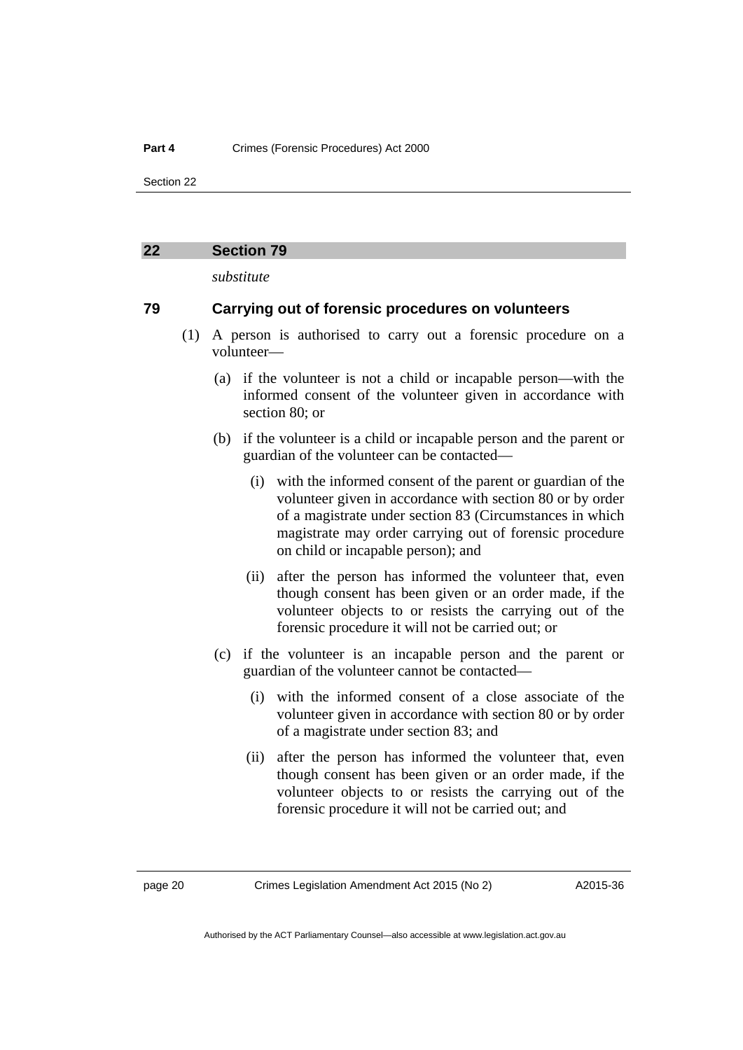## 22 Section 79

*substitute*

### 79 Carrying out of forensic procedures on volunteers

(1) A person is authorised to carry out a forensic procedure on a volunteer—

(a) if the volunteer is not a child or incapable person—with the informed consent of the volunteer given in accordance with section 80; or

(b) if the volunteer is a child or incapable person and the parent or guardian of the volunteer can be contacted—

(i) with the informed consent of the parent or guardian of the volunteer given in accordance with section 80 or by order of a magistrate under section 83 (Circumstances in which magistrate may order carrying out of forensic procedure on child or incapable person); and

(ii) after the person has informed the volunteer that, even though consent has been given or an order made, if the volunteer objects to or resists the carrying out of the forensic procedure it will not be carried out; or

(c) if the volunteer is an incapable person and the parent or guardian of the volunteer cannot be contacted—

(i) with the informed consent of a close associate of the volunteer given in accordance with section 80 or by order of a magistrate under section 83; and

(ii) after the person has informed the volunteer that, even though consent has been given or an order made, if the volunteer objects to or resists the carrying out of the forensic procedure it will not be carried out; and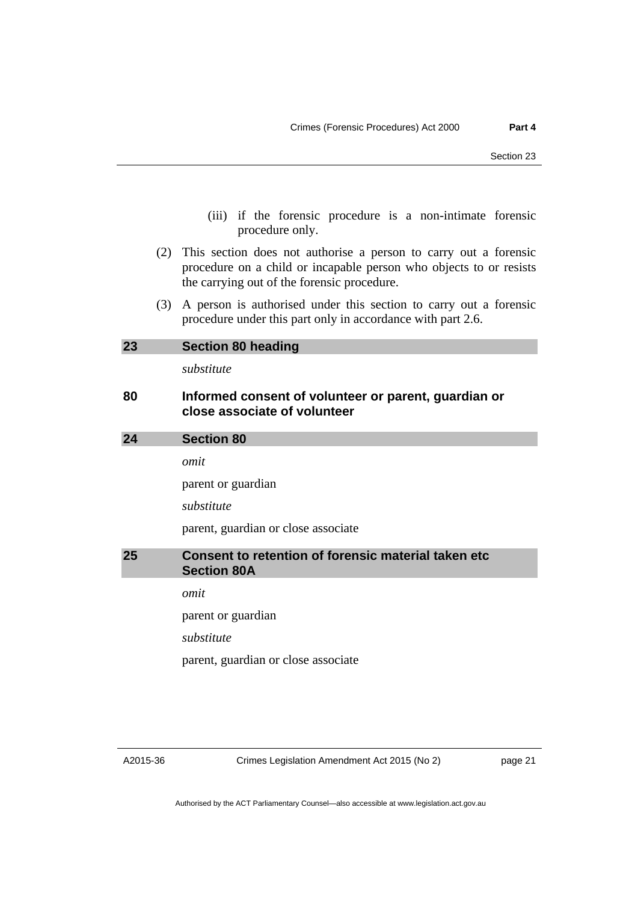(iii) if the forensic procedure is a non-intimate forensic procedure only.

(2) This section does not authorise a person to carry out a forensic procedure on a child or incapable person who objects to or resists the carrying out of the forensic procedure.

(3) A person is authorised under this section to carry out a forensic procedure under this part only in accordance with part 2.6.

## 23 Section 80 heading

*substitute*

### 80 Informed consent of volunteer or parent, guardian or close associate of volunteer

## 24 Section 80

*omit*

parent or guardian

*substitute*

parent, guardian or close associate

## 25 Consent to retention of forensic material taken etc Section 80A

*omit*

parent or guardian

*substitute*

parent, guardian or close associate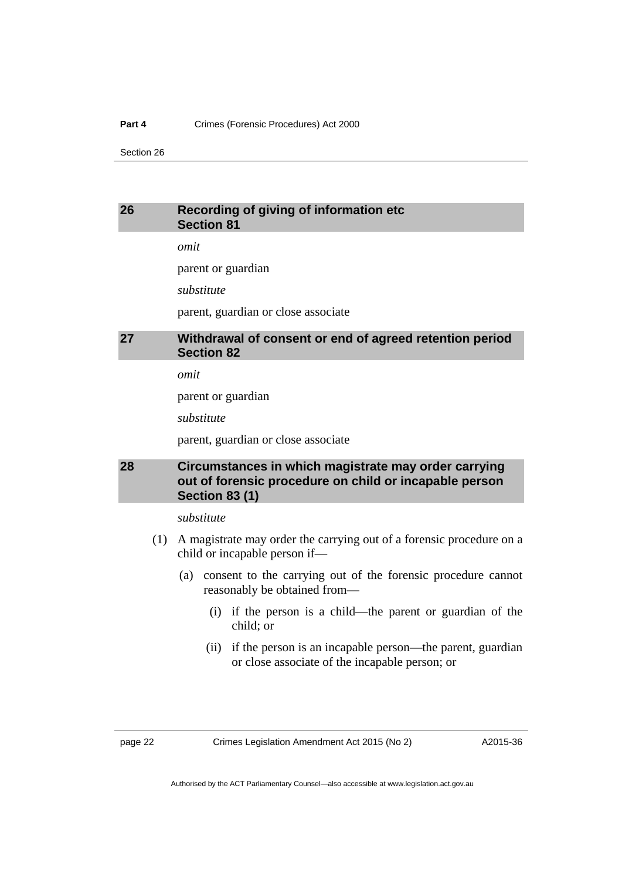## 26 Recording of giving of information etc Section 81

*omit*

parent or guardian

*substitute*

parent, guardian or close associate

## 27 Withdrawal of consent or end of agreed retention period Section 82

*omit*

parent or guardian

*substitute*

parent, guardian or close associate

## 28 Circumstances in which magistrate may order carrying out of forensic procedure on child or incapable person Section 83 (1)

*substitute*

(1) A magistrate may order the carrying out of a forensic procedure on a child or incapable person if—

(a) consent to the carrying out of the forensic procedure cannot reasonably be obtained from—

(i) if the person is a child—the parent or guardian of the child; or

(ii) if the person is an incapable person—the parent, guardian or close associate of the incapable person; or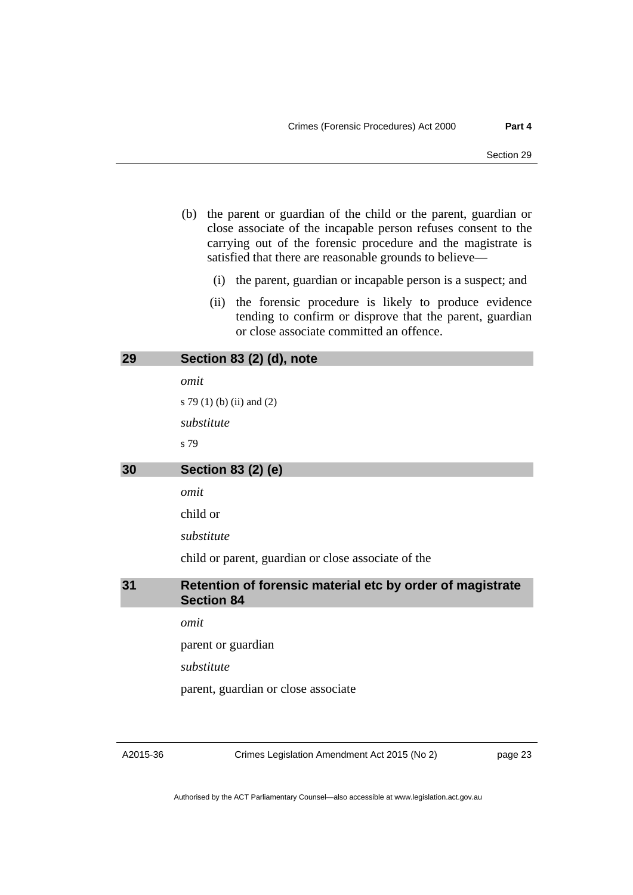(b) the parent or guardian of the child or the parent, guardian or close associate of the incapable person refuses consent to the carrying out of the forensic procedure and the magistrate is satisfied that there are reasonable grounds to believe—

(i) the parent, guardian or incapable person is a suspect; and

(ii) the forensic procedure is likely to produce evidence tending to confirm or disprove that the parent, guardian or close associate committed an offence.

## 29 Section 83 (2) (d), note

*omit*

s 79 (1) (b) (ii) and (2)

*substitute*

s 79

## 30 Section 83 (2) (e)

*omit*

child or

*substitute*

child or parent, guardian or close associate of the

## 31 Retention of forensic material etc by order of magistrate Section 84

*omit*

parent or guardian

*substitute*

parent, guardian or close associate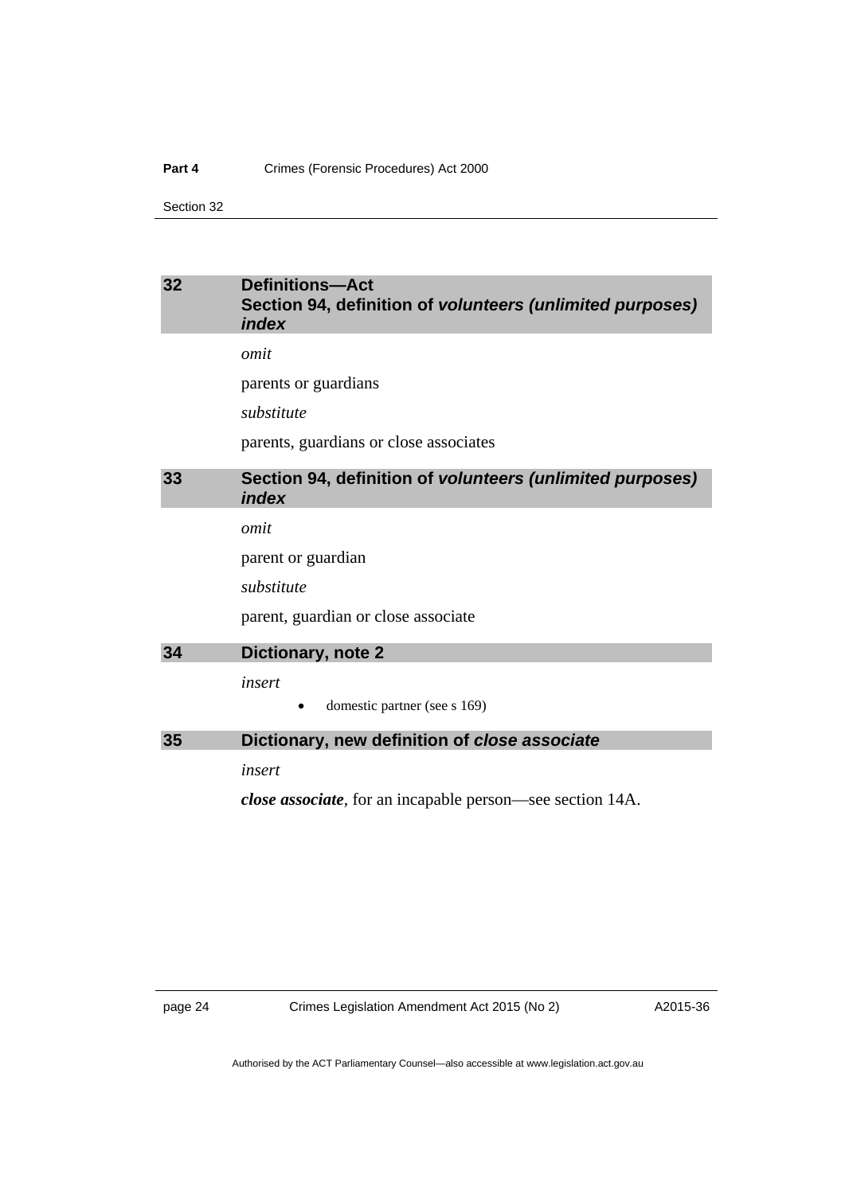## 32 Definitions—Act Section 94, definition of *volunteers (unlimited purposes) index*

*omit*

parents or guardians

*substitute*

parents, guardians or close associates

## 33 Section 94, definition of *volunteers (unlimited purposes) index*

*omit*

parent or guardian

*substitute*

parent, guardian or close associate

## 34 Dictionary, note 2

*insert*

- domestic partner (see s 169)

## 35 Dictionary, new definition of *close associate*

*insert*

***close associate***, for an incapable person—see section 14A.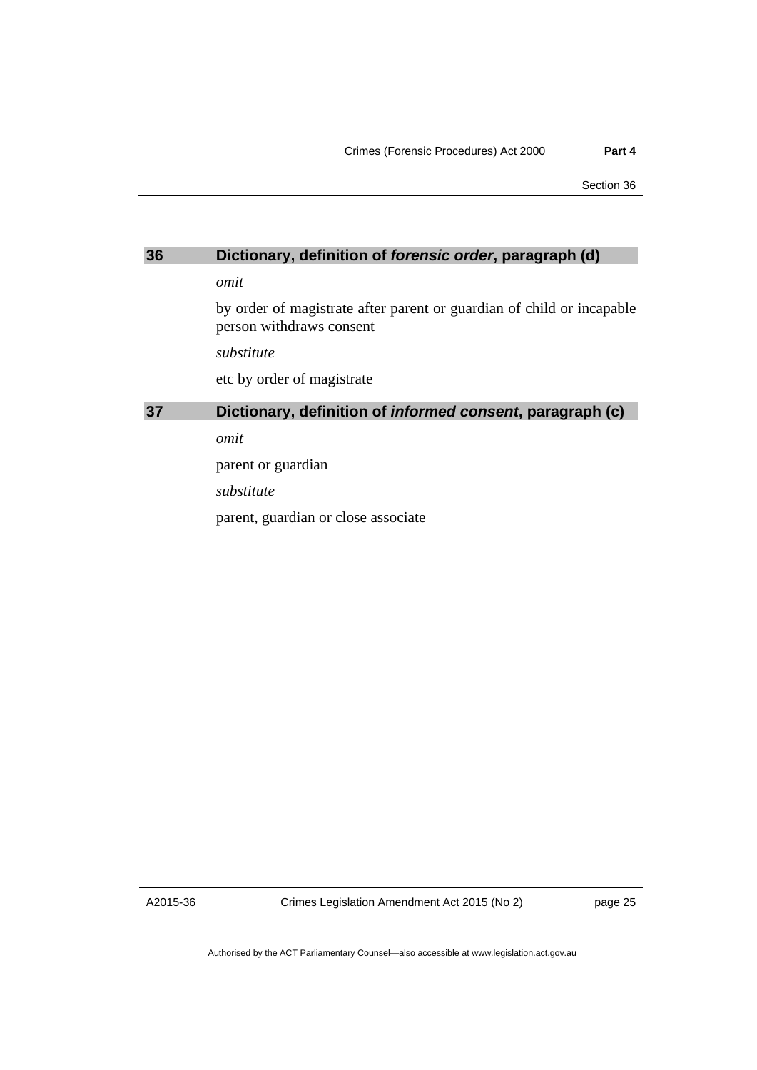## 36 Dictionary, definition of ***forensic order***, paragraph (d)

*omit*

by order of magistrate after parent or guardian of child or incapable person withdraws consent

*substitute*

etc by order of magistrate

## 37 Dictionary, definition of ***informed consent***, paragraph (c)

*omit*

parent or guardian

*substitute*

parent, guardian or close associate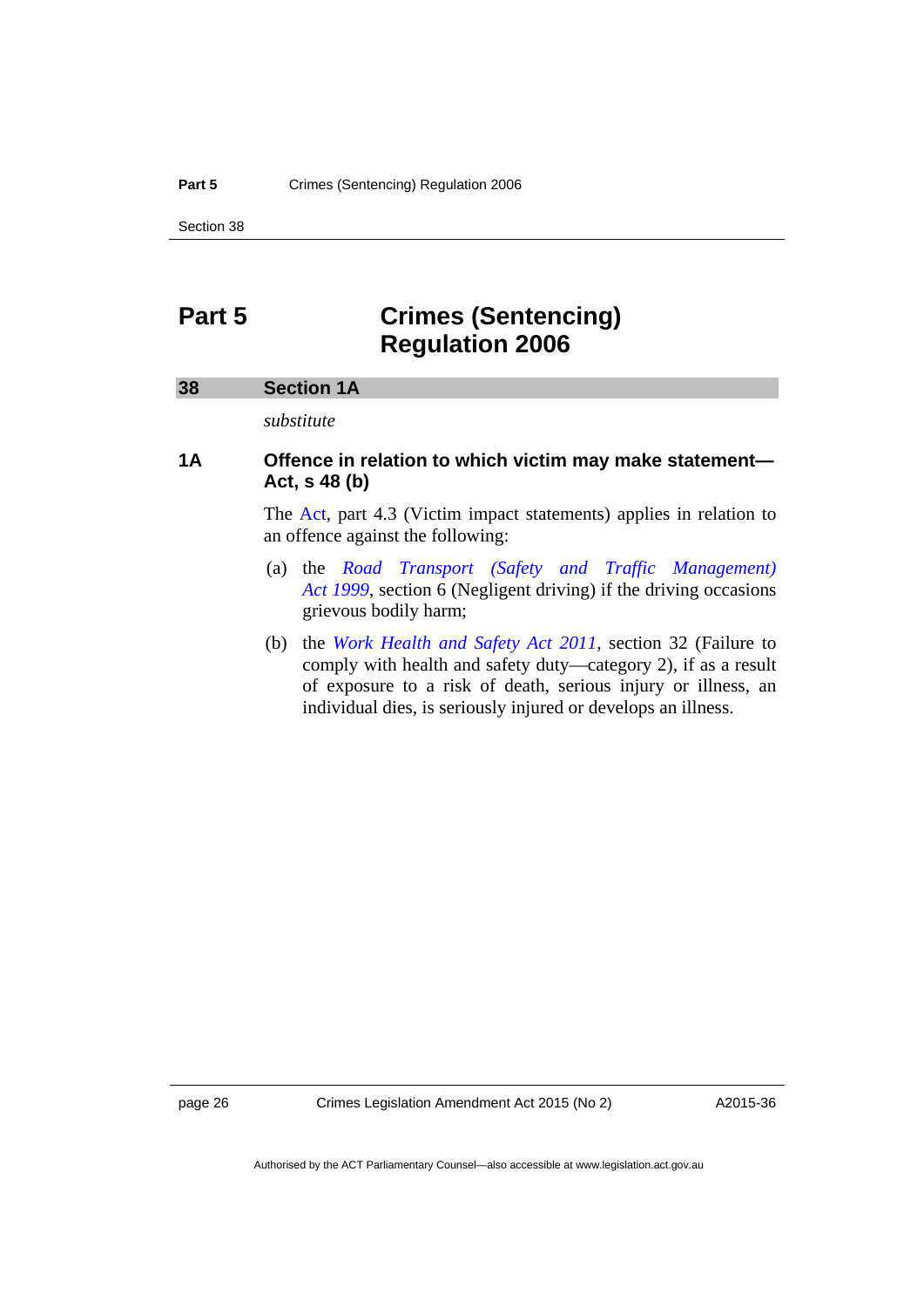# Part 5 Crimes (Sentencing) Regulation 2006

## 38 Section 1A

*substitute*

### 1A Offence in relation to which victim may make statement—Act, s 48 (b)

The Act, part 4.3 (Victim impact statements) applies in relation to an offence against the following:

(a) the *Road Transport (Safety and Traffic Management) Act 1999*, section 6 (Negligent driving) if the driving occasions grievous bodily harm;

(b) the *Work Health and Safety Act 2011*, section 32 (Failure to comply with health and safety duty—category 2), if as a result of exposure to a risk of death, serious injury or illness, an individual dies, is seriously injured or develops an illness.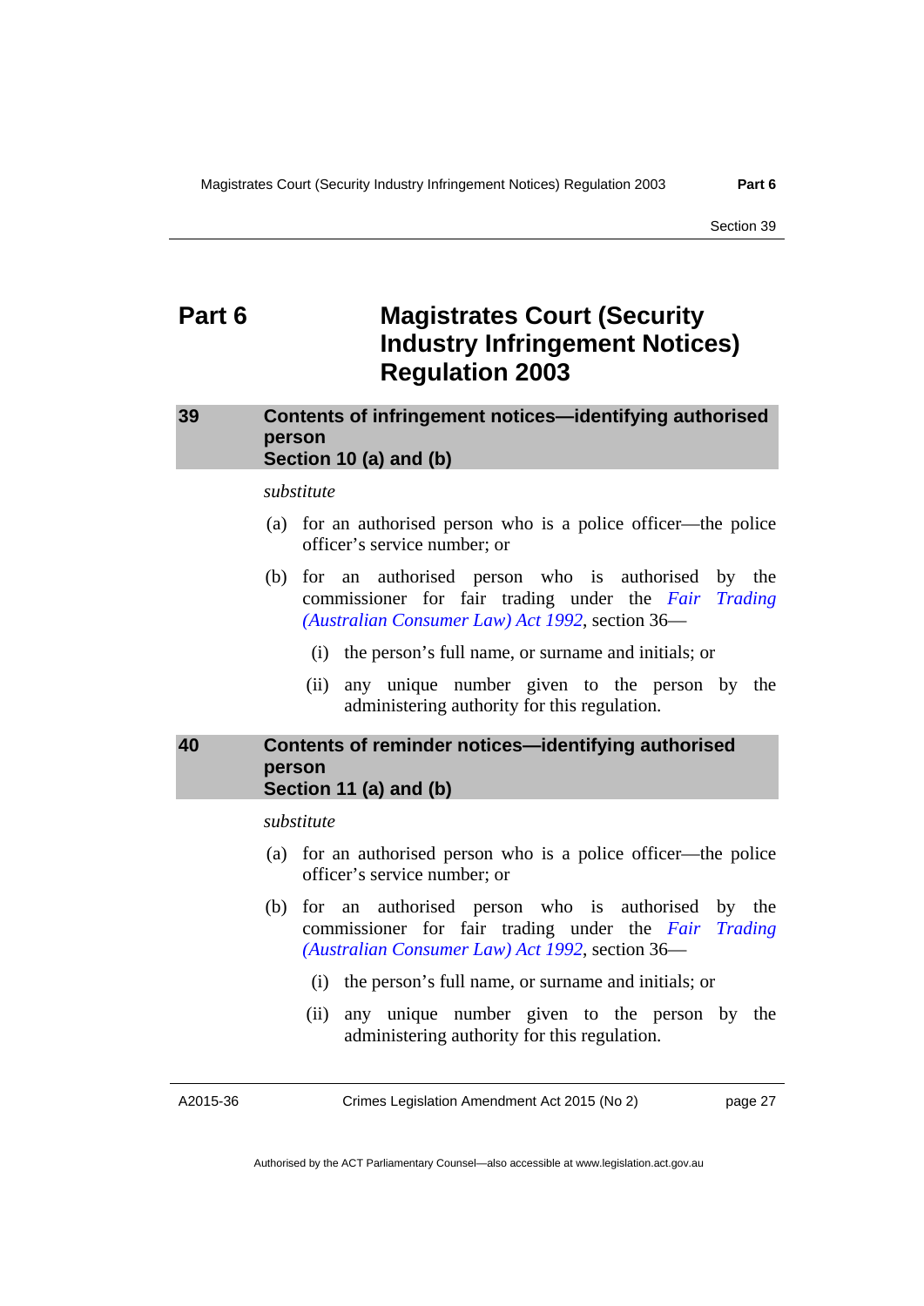# Part 6 Magistrates Court (Security Industry Infringement Notices) Regulation 2003

## 39 Contents of infringement notices—identifying authorised person Section 10 (a) and (b)

*substitute*

(a) for an authorised person who is a police officer—the police officer's service number; or

(b) for an authorised person who is authorised by the commissioner for fair trading under the *Fair Trading (Australian Consumer Law) Act 1992*, section 36—

(i) the person's full name, or surname and initials; or

(ii) any unique number given to the person by the administering authority for this regulation.

## 40 Contents of reminder notices—identifying authorised person Section 11 (a) and (b)

*substitute*

(a) for an authorised person who is a police officer—the police officer's service number; or

(b) for an authorised person who is authorised by the commissioner for fair trading under the *Fair Trading (Australian Consumer Law) Act 1992*, section 36—

(i) the person's full name, or surname and initials; or

(ii) any unique number given to the person by the administering authority for this regulation.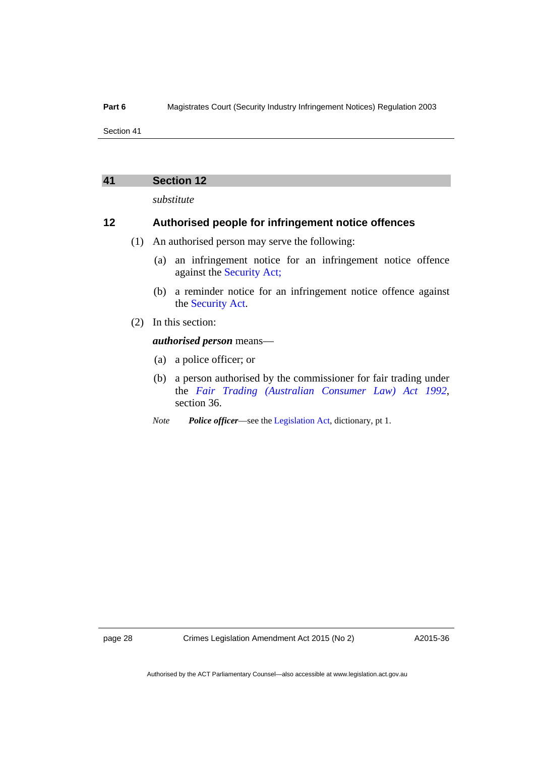## 41 Section 12

*substitute*

### 12 Authorised people for infringement notice offences

(1) An authorised person may serve the following:

(a) an infringement notice for an infringement notice offence against the Security Act;

(b) a reminder notice for an infringement notice offence against the Security Act.

(2) In this section:

***authorised person*** means—

(a) a police officer; or

(b) a person authorised by the commissioner for fair trading under the *Fair Trading (Australian Consumer Law) Act 1992*, section 36.

*Note* ***Police officer***—see the Legislation Act, dictionary, pt 1.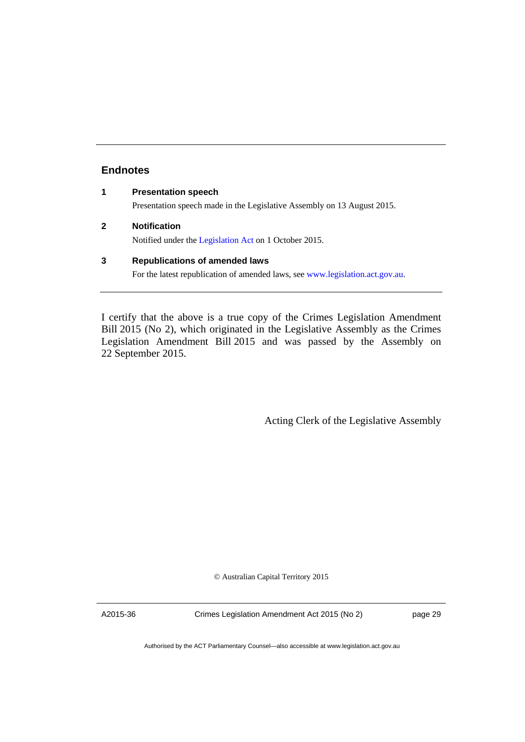## Endnotes

**1 Presentation speech**

Presentation speech made in the Legislative Assembly on 13 August 2015.

**2 Notification**

Notified under the Legislation Act on 1 October 2015.

**3 Republications of amended laws**

For the latest republication of amended laws, see www.legislation.act.gov.au.

I certify that the above is a true copy of the Crimes Legislation Amendment Bill 2015 (No 2), which originated in the Legislative Assembly as the Crimes Legislation Amendment Bill 2015 and was passed by the Assembly on 22 September 2015.

Acting Clerk of the Legislative Assembly

© Australian Capital Territory 2015